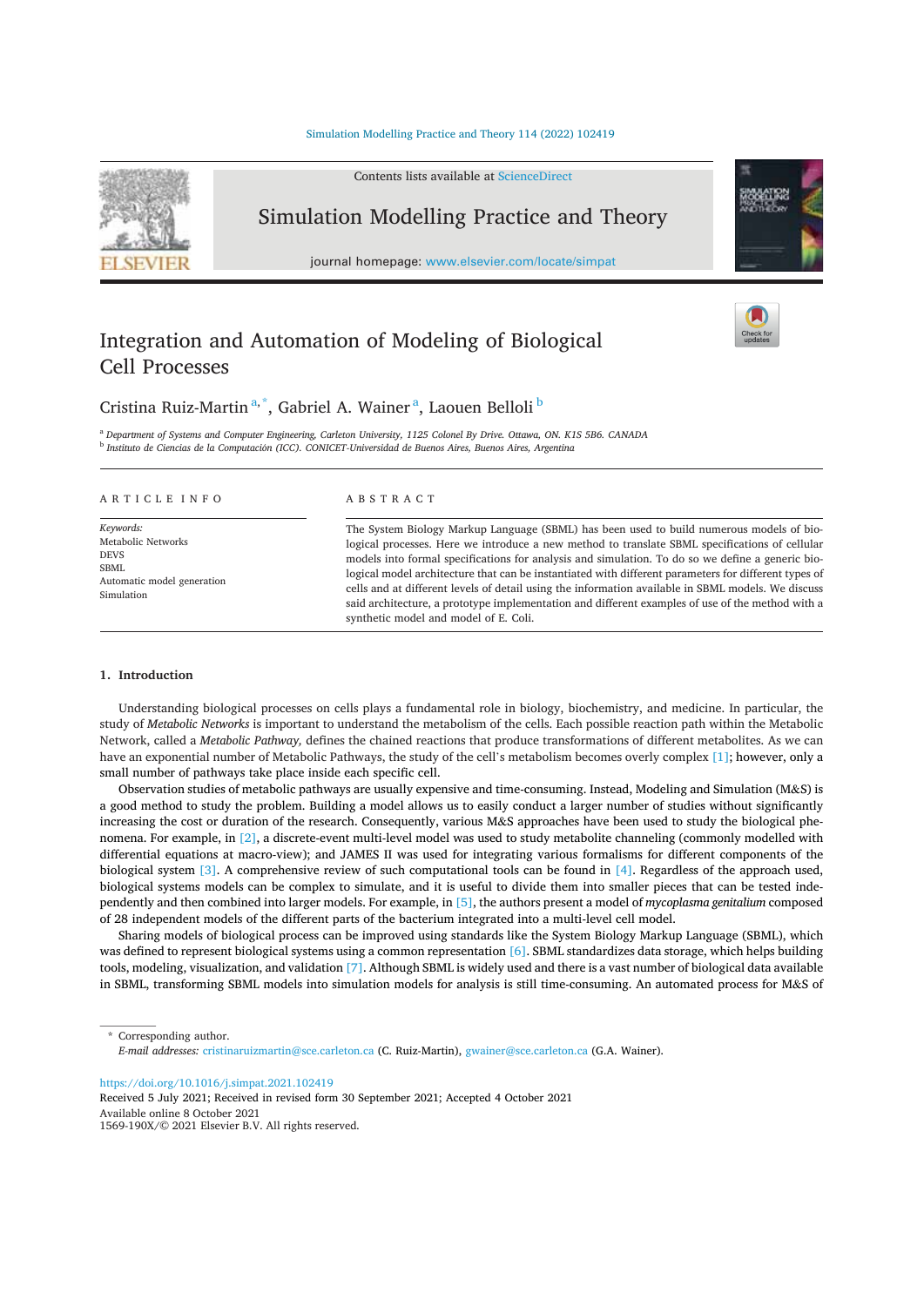# Integration and Automation of Modeling of Biological Cell Processes

Cristina Ruiz-Martin [a,*], Gabriel A. Wainer [a], Laouen Belloli [b]

[a] *Department of Systems and Computer Engineering, Carleton University, 1125 Colonel By Drive. Ottawa, ON. K1S 5B6. CANADA*
[b] *Instituto de Ciencias de la Computación (ICC). CONICET-Universidad de Buenos Aires, Buenos Aires, Argentina*

**ARTICLE INFO**

*Keywords:*
Metabolic Networks
DEVS
SBML
Automatic model generation
Simulation

**ABSTRACT**

The System Biology Markup Language (SBML) has been used to build numerous models of biological processes. Here we introduce a new method to translate SBML specifications of cellular models into formal specifications for analysis and simulation. To do so we define a generic biological model architecture that can be instantiated with different parameters for different types of cells and at different levels of detail using the information available in SBML models. We discuss said architecture, a prototype implementation and different examples of use of the method with a synthetic model and model of E. Coli.

## 1. Introduction

Understanding biological processes on cells plays a fundamental role in biology, biochemistry, and medicine. In particular, the study of *Metabolic Networks* is important to understand the metabolism of the cells. Each possible reaction path within the Metabolic Network, called a *Metabolic Pathway,* defines the chained reactions that produce transformations of different metabolites. As we can have an exponential number of Metabolic Pathways, the study of the cell's metabolism becomes overly complex [1]; however, only a small number of pathways take place inside each specific cell.

Observation studies of metabolic pathways are usually expensive and time-consuming. Instead, Modeling and Simulation (M&S) is a good method to study the problem. Building a model allows us to easily conduct a larger number of studies without significantly increasing the cost or duration of the research. Consequently, various M&S approaches have been used to study the biological phenomena. For example, in [2], a discrete-event multi-level model was used to study metabolite channeling (commonly modelled with differential equations at macro-view); and JAMES II was used for integrating various formalisms for different components of the biological system [3]. A comprehensive review of such computational tools can be found in [4]. Regardless of the approach used, biological systems models can be complex to simulate, and it is useful to divide them into smaller pieces that can be tested independently and then combined into larger models. For example, in [5], the authors present a model of *mycoplasma genitalium* composed of 28 independent models of the different parts of the bacterium integrated into a multi-level cell model.

Sharing models of biological process can be improved using standards like the System Biology Markup Language (SBML), which was defined to represent biological systems using a common representation [6]. SBML standardizes data storage, which helps building tools, modeling, visualization, and validation [7]. Although SBML is widely used and there is a vast number of biological data available in SBML, transforming SBML models into simulation models for analysis is still time-consuming. An automated process for M&S of

* Corresponding author.
*E-mail addresses:* cristinaruizmartin@sce.carleton.ca (C. Ruiz-Martin), gwainer@sce.carleton.ca (G.A. Wainer).

https://doi.org/10.1016/j.simpat.2021.102419
Received 5 July 2021; Received in revised form 30 September 2021; Accepted 4 October 2021
Available online 8 October 2021
1569-190X/© 2021 Elsevier B.V. All rights reserved.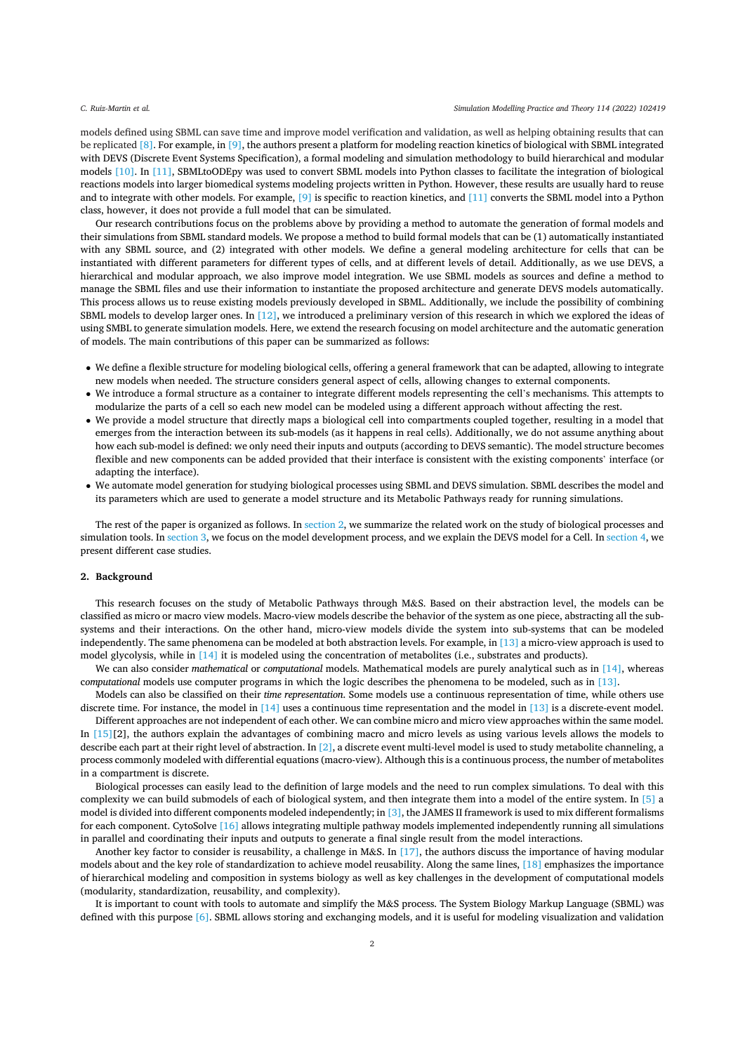models defined using SBML can save time and improve model verification and validation, as well as helping obtaining results that can be replicated [8]. For example, in [9], the authors present a platform for modeling reaction kinetics of biological with SBML integrated with DEVS (Discrete Event Systems Specification), a formal modeling and simulation methodology to build hierarchical and modular models [10]. In [11], SBMLtoODEpy was used to convert SBML models into Python classes to facilitate the integration of biological reactions models into larger biomedical systems modeling projects written in Python. However, these results are usually hard to reuse and to integrate with other models. For example, [9] is specific to reaction kinetics, and [11] converts the SBML model into a Python class, however, it does not provide a full model that can be simulated.

Our research contributions focus on the problems above by providing a method to automate the generation of formal models and their simulations from SBML standard models. We propose a method to build formal models that can be (1) automatically instantiated with any SBML source, and (2) integrated with other models. We define a general modeling architecture for cells that can be instantiated with different parameters for different types of cells, and at different levels of detail. Additionally, as we use DEVS, a hierarchical and modular approach, we also improve model integration. We use SBML models as sources and define a method to manage the SBML files and use their information to instantiate the proposed architecture and generate DEVS models automatically. This process allows us to reuse existing models previously developed in SBML. Additionally, we include the possibility of combining SBML models to develop larger ones. In [12], we introduced a preliminary version of this research in which we explored the ideas of using SMBL to generate simulation models. Here, we extend the research focusing on model architecture and the automatic generation of models. The main contributions of this paper can be summarized as follows:

- We define a flexible structure for modeling biological cells, offering a general framework that can be adapted, allowing to integrate new models when needed. The structure considers general aspect of cells, allowing changes to external components.
- We introduce a formal structure as a container to integrate different models representing the cell`s mechanisms. This attempts to modularize the parts of a cell so each new model can be modeled using a different approach without affecting the rest.
- We provide a model structure that directly maps a biological cell into compartments coupled together, resulting in a model that emerges from the interaction between its sub-models (as it happens in real cells). Additionally, we do not assume anything about how each sub-model is defined: we only need their inputs and outputs (according to DEVS semantic). The model structure becomes flexible and new components can be added provided that their interface is consistent with the existing components' interface (or adapting the interface).
- We automate model generation for studying biological processes using SBML and DEVS simulation. SBML describes the model and its parameters which are used to generate a model structure and its Metabolic Pathways ready for running simulations.

The rest of the paper is organized as follows. In section 2, we summarize the related work on the study of biological processes and simulation tools. In section 3, we focus on the model development process, and we explain the DEVS model for a Cell. In section 4, we present different case studies.

## 2. Background

This research focuses on the study of Metabolic Pathways through M&S. Based on their abstraction level, the models can be classified as micro or macro view models. Macro-view models describe the behavior of the system as one piece, abstracting all the sub-systems and their interactions. On the other hand, micro-view models divide the system into sub-systems that can be modeled independently. The same phenomena can be modeled at both abstraction levels. For example, in [13] a micro-view approach is used to model glycolysis, while in [14] it is modeled using the concentration of metabolites (i.e., substrates and products).

We can also consider *mathematical* or *computational* models. Mathematical models are purely analytical such as in [14], whereas *computational* models use computer programs in which the logic describes the phenomena to be modeled, such as in [13].

Models can also be classified on their *time representation*. Some models use a continuous representation of time, while others use discrete time. For instance, the model in [14] uses a continuous time representation and the model in [13] is a discrete-event model.

Different approaches are not independent of each other. We can combine micro and micro view approaches within the same model. In [15][2], the authors explain the advantages of combining macro and micro levels as using various levels allows the models to describe each part at their right level of abstraction. In [2], a discrete event multi-level model is used to study metabolite channeling, a process commonly modeled with differential equations (macro-view). Although this is a continuous process, the number of metabolites in a compartment is discrete.

Biological processes can easily lead to the definition of large models and the need to run complex simulations. To deal with this complexity we can build submodels of each of biological system, and then integrate them into a model of the entire system. In [5] a model is divided into different components modeled independently; in [3], the JAMES II framework is used to mix different formalisms for each component. CytoSolve [16] allows integrating multiple pathway models implemented independently running all simulations in parallel and coordinating their inputs and outputs to generate a final single result from the model interactions.

Another key factor to consider is reusability, a challenge in M&S. In [17], the authors discuss the importance of having modular models about and the key role of standardization to achieve model reusability. Along the same lines, [18] emphasizes the importance of hierarchical modeling and composition in systems biology as well as key challenges in the development of computational models (modularity, standardization, reusability, and complexity).

It is important to count with tools to automate and simplify the M&S process. The System Biology Markup Language (SBML) was defined with this purpose [6]. SBML allows storing and exchanging models, and it is useful for modeling visualization and validation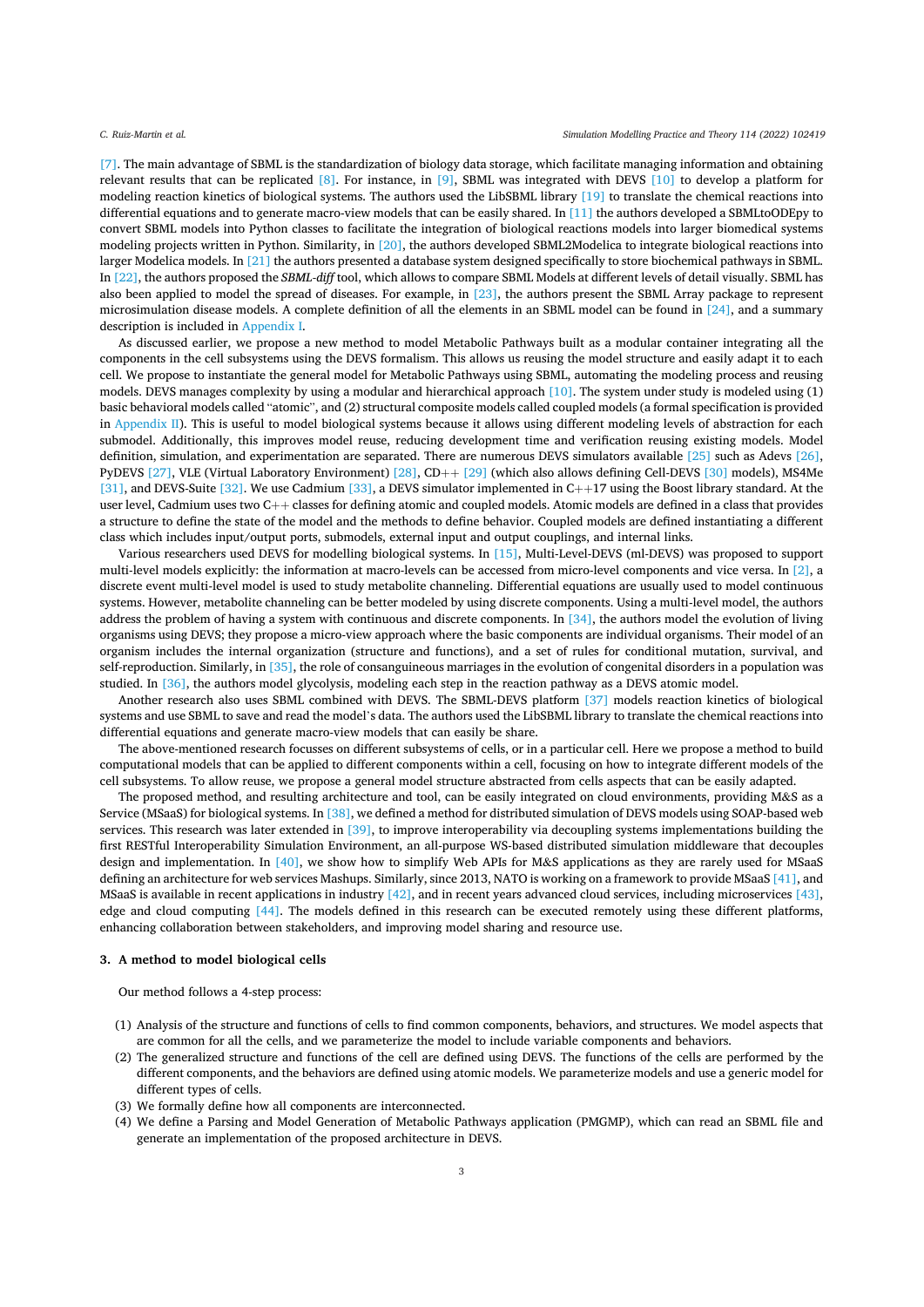[7]. The main advantage of SBML is the standardization of biology data storage, which facilitate managing information and obtaining relevant results that can be replicated [8]. For instance, in [9], SBML was integrated with DEVS [10] to develop a platform for modeling reaction kinetics of biological systems. The authors used the LibSBML library [19] to translate the chemical reactions into differential equations and to generate macro-view models that can be easily shared. In [11] the authors developed a SBMLtoODEpy to convert SBML models into Python classes to facilitate the integration of biological reactions models into larger biomedical systems modeling projects written in Python. Similarity, in [20], the authors developed SBML2Modelica to integrate biological reactions into larger Modelica models. In [21] the authors presented a database system designed specifically to store biochemical pathways in SBML. In [22], the authors proposed the *SBML-diff* tool, which allows to compare SBML Models at different levels of detail visually. SBML has also been applied to model the spread of diseases. For example, in [23], the authors present the SBML Array package to represent microsimulation disease models. A complete definition of all the elements in an SBML model can be found in [24], and a summary description is included in Appendix I.

As discussed earlier, we propose a new method to model Metabolic Pathways built as a modular container integrating all the components in the cell subsystems using the DEVS formalism. This allows us reusing the model structure and easily adapt it to each cell. We propose to instantiate the general model for Metabolic Pathways using SBML, automating the modeling process and reusing models. DEVS manages complexity by using a modular and hierarchical approach [10]. The system under study is modeled using (1) basic behavioral models called "atomic", and (2) structural composite models called coupled models (a formal specification is provided in Appendix II). This is useful to model biological systems because it allows using different modeling levels of abstraction for each submodel. Additionally, this improves model reuse, reducing development time and verification reusing existing models. Model definition, simulation, and experimentation are separated. There are numerous DEVS simulators available [25] such as Adevs [26], PyDEVS [27], VLE (Virtual Laboratory Environment) [28], CD++ [29] (which also allows defining Cell-DEVS [30] models), MS4Me [31], and DEVS-Suite [32]. We use Cadmium [33], a DEVS simulator implemented in C++17 using the Boost library standard. At the user level, Cadmium uses two C++ classes for defining atomic and coupled models. Atomic models are defined in a class that provides a structure to define the state of the model and the methods to define behavior. Coupled models are defined instantiating a different class which includes input/output ports, submodels, external input and output couplings, and internal links.

Various researchers used DEVS for modelling biological systems. In [15], Multi-Level-DEVS (ml-DEVS) was proposed to support multi-level models explicitly: the information at macro-levels can be accessed from micro-level components and vice versa. In [2], a discrete event multi-level model is used to study metabolite channeling. Differential equations are usually used to model continuous systems. However, metabolite channeling can be better modeled by using discrete components. Using a multi-level model, the authors address the problem of having a system with continuous and discrete components. In [34], the authors model the evolution of living organisms using DEVS; they propose a micro-view approach where the basic components are individual organisms. Their model of an organism includes the internal organization (structure and functions), and a set of rules for conditional mutation, survival, and self-reproduction. Similarly, in [35], the role of consanguineous marriages in the evolution of congenital disorders in a population was studied. In [36], the authors model glycolysis, modeling each step in the reaction pathway as a DEVS atomic model.

Another research also uses SBML combined with DEVS. The SBML-DEVS platform [37] models reaction kinetics of biological systems and use SBML to save and read the model's data. The authors used the LibSBML library to translate the chemical reactions into differential equations and generate macro-view models that can easily be share.

The above-mentioned research focusses on different subsystems of cells, or in a particular cell. Here we propose a method to build computational models that can be applied to different components within a cell, focusing on how to integrate different models of the cell subsystems. To allow reuse, we propose a general model structure abstracted from cells aspects that can be easily adapted.

The proposed method, and resulting architecture and tool, can be easily integrated on cloud environments, providing M&S as a Service (MSaaS) for biological systems. In [38], we defined a method for distributed simulation of DEVS models using SOAP-based web services. This research was later extended in [39], to improve interoperability via decoupling systems implementations building the first RESTful Interoperability Simulation Environment, an all-purpose WS-based distributed simulation middleware that decouples design and implementation. In [40], we show how to simplify Web APIs for M&S applications as they are rarely used for MSaaS defining an architecture for web services Mashups. Similarly, since 2013, NATO is working on a framework to provide MSaaS [41], and MSaaS is available in recent applications in industry [42], and in recent years advanced cloud services, including microservices [43], edge and cloud computing [44]. The models defined in this research can be executed remotely using these different platforms, enhancing collaboration between stakeholders, and improving model sharing and resource use.

## 3. A method to model biological cells

Our method follows a 4-step process:

(1) Analysis of the structure and functions of cells to find common components, behaviors, and structures. We model aspects that are common for all the cells, and we parameterize the model to include variable components and behaviors.
(2) The generalized structure and functions of the cell are defined using DEVS. The functions of the cells are performed by the different components, and the behaviors are defined using atomic models. We parameterize models and use a generic model for different types of cells.
(3) We formally define how all components are interconnected.
(4) We define a Parsing and Model Generation of Metabolic Pathways application (PMGMP), which can read an SBML file and generate an implementation of the proposed architecture in DEVS.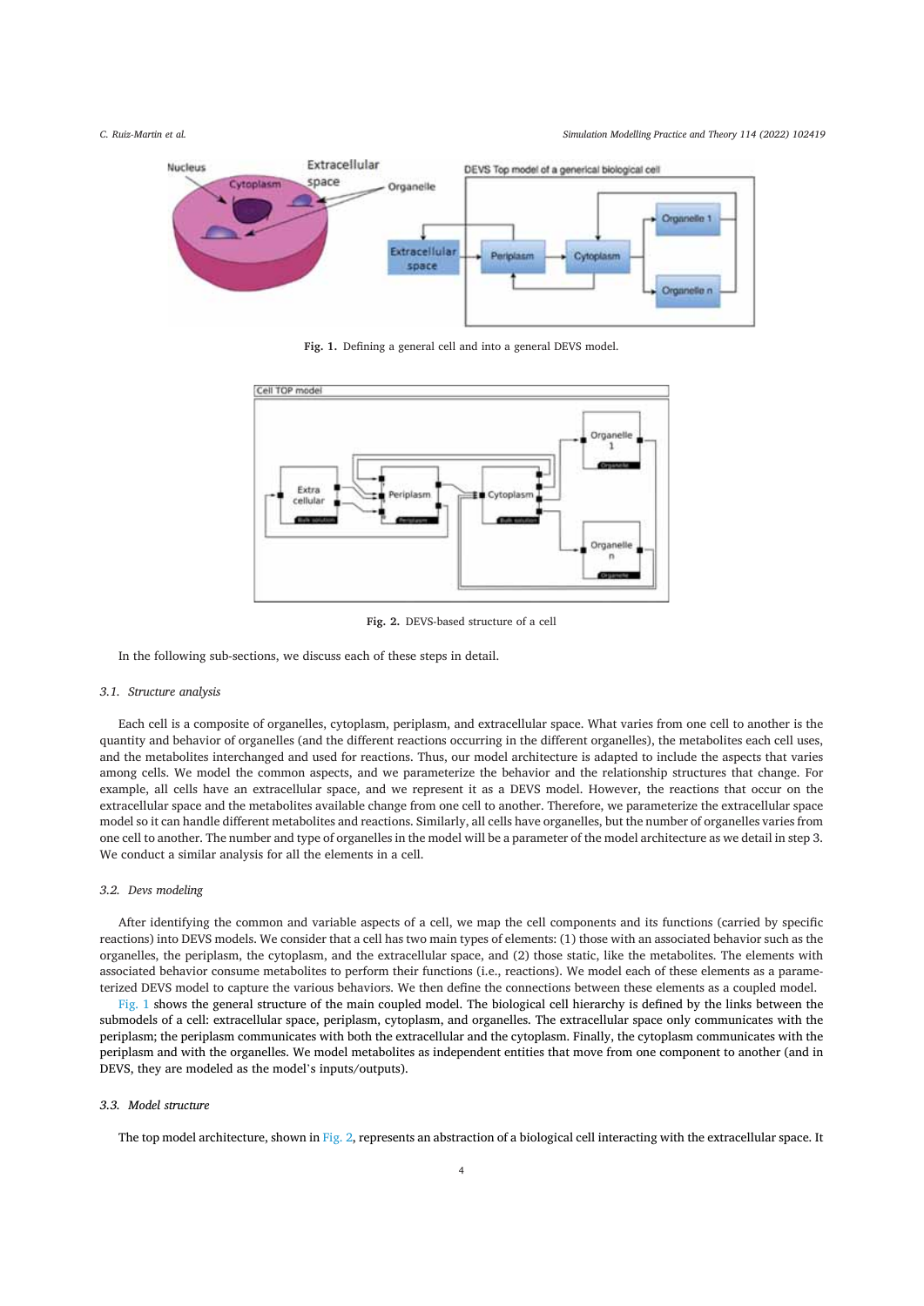Fig. 1. Defining a general cell and into a general DEVS model.

Fig. 2. DEVS-based structure of a cell

In the following sub-sections, we discuss each of these steps in detail.

### 3.1. Structure analysis

Each cell is a composite of organelles, cytoplasm, periplasm, and extracellular space. What varies from one cell to another is the quantity and behavior of organelles (and the different reactions occurring in the different organelles), the metabolites each cell uses, and the metabolites interchanged and used for reactions. Thus, our model architecture is adapted to include the aspects that varies among cells. We model the common aspects, and we parameterize the behavior and the relationship structures that change. For example, all cells have an extracellular space, and we represent it as a DEVS model. However, the reactions that occur on the extracellular space and the metabolites available change from one cell to another. Therefore, we parameterize the extracellular space model so it can handle different metabolites and reactions. Similarly, all cells have organelles, but the number of organelles varies from one cell to another. The number and type of organelles in the model will be a parameter of the model architecture as we detail in step 3. We conduct a similar analysis for all the elements in a cell.

### 3.2. Devs modeling

After identifying the common and variable aspects of a cell, we map the cell components and its functions (carried by specific reactions) into DEVS models. We consider that a cell has two main types of elements: (1) those with an associated behavior such as the organelles, the periplasm, the cytoplasm, and the extracellular space, and (2) those static, like the metabolites. The elements with associated behavior consume metabolites to perform their functions (i.e., reactions). We model each of these elements as a parameterized DEVS model to capture the various behaviors. We then define the connections between these elements as a coupled model.

Fig. 1 shows the general structure of the main coupled model. The biological cell hierarchy is defined by the links between the submodels of a cell: extracellular space, periplasm, cytoplasm, and organelles. The extracellular space only communicates with the periplasm; the periplasm communicates with both the extracellular and the cytoplasm. Finally, the cytoplasm communicates with the periplasm and with the organelles. We model metabolites as independent entities that move from one component to another (and in DEVS, they are modeled as the model's inputs/outputs).

### 3.3. Model structure

The top model architecture, shown in Fig. 2, represents an abstraction of a biological cell interacting with the extracellular space. It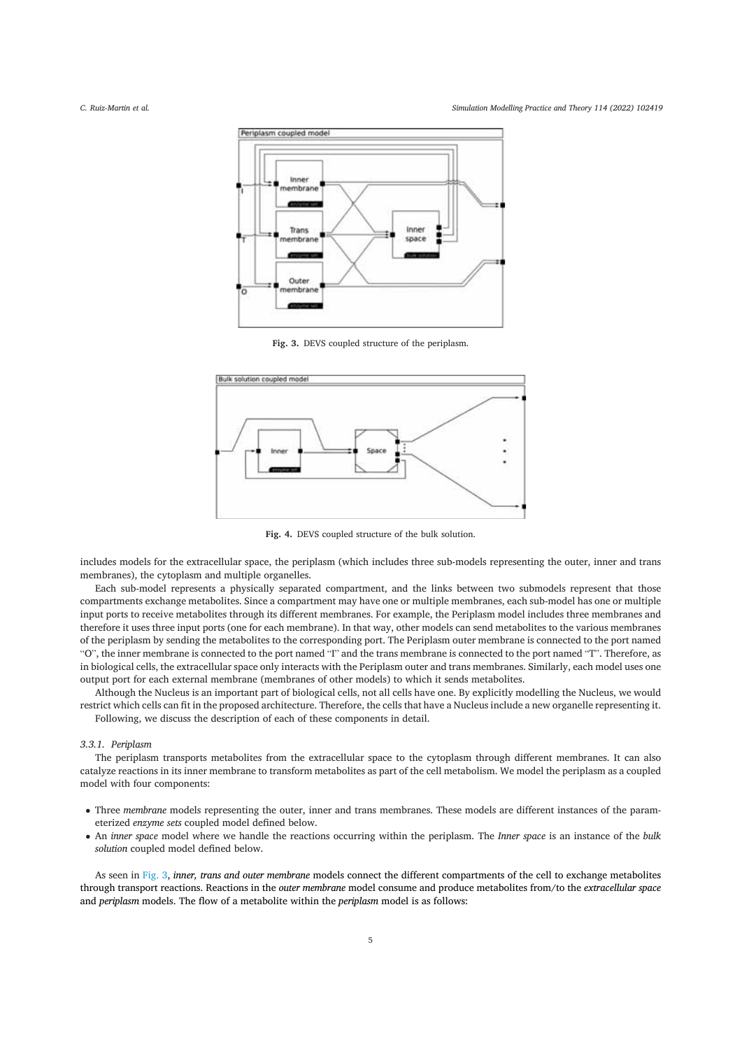Fig. 3. DEVS coupled structure of the periplasm.

Fig. 4. DEVS coupled structure of the bulk solution.

includes models for the extracellular space, the periplasm (which includes three sub-models representing the outer, inner and trans membranes), the cytoplasm and multiple organelles.

Each sub-model represents a physically separated compartment, and the links between two submodels represent that those compartments exchange metabolites. Since a compartment may have one or multiple membranes, each sub-model has one or multiple input ports to receive metabolites through its different membranes. For example, the Periplasm model includes three membranes and therefore it uses three input ports (one for each membrane). In that way, other models can send metabolites to the various membranes of the periplasm by sending the metabolites to the corresponding port. The Periplasm outer membrane is connected to the port named "O", the inner membrane is connected to the port named "I" and the trans membrane is connected to the port named "T". Therefore, as in biological cells, the extracellular space only interacts with the Periplasm outer and trans membranes. Similarly, each model uses one output port for each external membrane (membranes of other models) to which it sends metabolites.

Although the Nucleus is an important part of biological cells, not all cells have one. By explicitly modelling the Nucleus, we would restrict which cells can fit in the proposed architecture. Therefore, the cells that have a Nucleus include a new organelle representing it.

Following, we discuss the description of each of these components in detail.

### 3.3.1. Periplasm

The periplasm transports metabolites from the extracellular space to the cytoplasm through different membranes. It can also catalyze reactions in its inner membrane to transform metabolites as part of the cell metabolism. We model the periplasm as a coupled model with four components:

- Three *membrane* models representing the outer, inner and trans membranes. These models are different instances of the parameterized *enzyme sets* coupled model defined below.
- An *inner space* model where we handle the reactions occurring within the periplasm. The *Inner space* is an instance of the *bulk solution* coupled model defined below.

As seen in Fig. 3, ***inner, trans and outer membrane*** models connect the different compartments of the cell to exchange metabolites through transport reactions. Reactions in the *outer membrane* model consume and produce metabolites from/to the *extracellular space* and *periplasm* models. The flow of a metabolite within the *periplasm* model is as follows: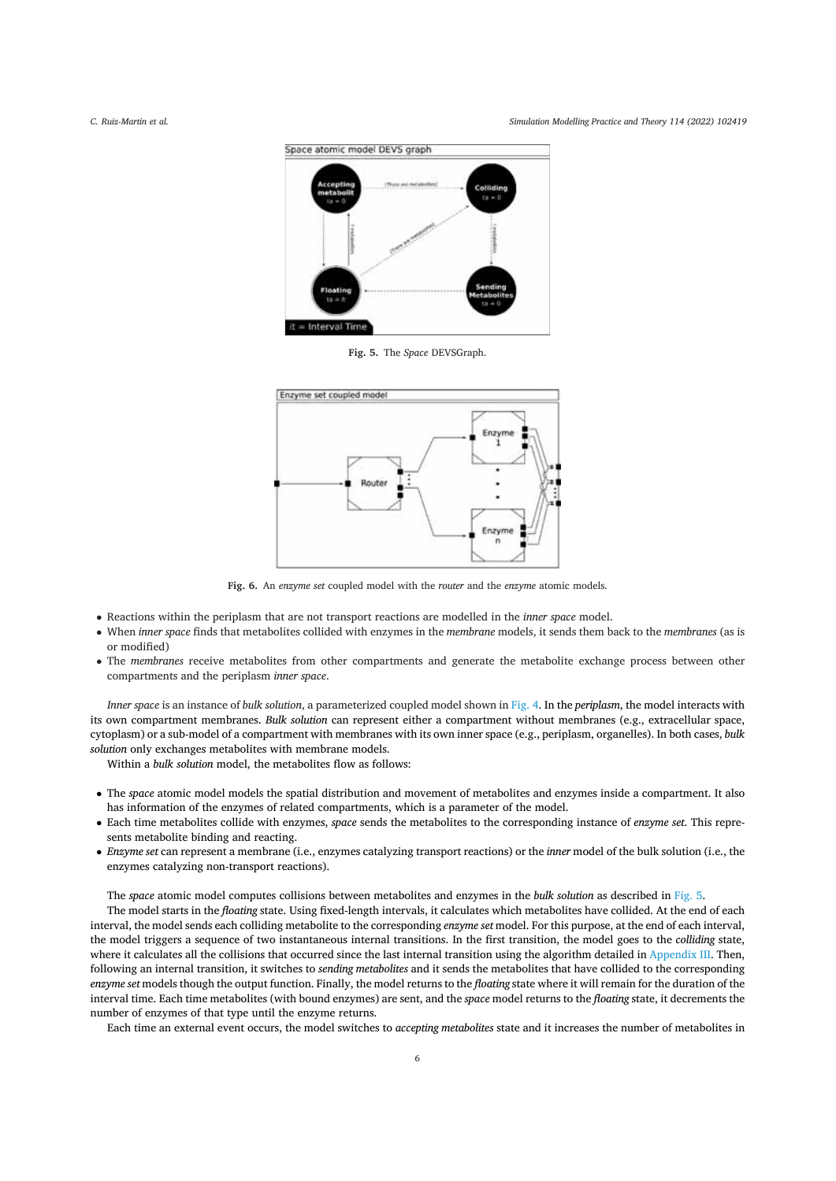Fig. 5. The *Space* DEVSGraph.

Fig. 6. An *enzyme set* coupled model with the *router* and the *enzyme* atomic models.

- Reactions within the periplasm that are not transport reactions are modelled in the *inner space* model.
- When *inner space* finds that metabolites collided with enzymes in the *membrane* models, it sends them back to the *membranes* (as is or modified)
- The *membranes* receive metabolites from other compartments and generate the metabolite exchange process between other compartments and the periplasm *inner space*.

*Inner space* is an instance of *bulk solution*, a parameterized coupled model shown in Fig. 4. In the *periplasm*, the model interacts with its own compartment membranes. *Bulk solution* can represent either a compartment without membranes (e.g., extracellular space, cytoplasm) or a sub-model of a compartment with membranes with its own inner space (e.g., periplasm, organelles). In both cases, *bulk solution* only exchanges metabolites with membrane models.

Within a *bulk solution* model, the metabolites flow as follows:

- The *space* atomic model models the spatial distribution and movement of metabolites and enzymes inside a compartment. It also has information of the enzymes of related compartments, which is a parameter of the model.
- Each time metabolites collide with enzymes, *space* sends the metabolites to the corresponding instance of *enzyme set*. This represents metabolite binding and reacting.
- *Enzyme set* can represent a membrane (i.e., enzymes catalyzing transport reactions) or the *inner* model of the bulk solution (i.e., the enzymes catalyzing non-transport reactions).

The *space* atomic model computes collisions between metabolites and enzymes in the *bulk solution* as described in Fig. 5.

The model starts in the *floating* state. Using fixed-length intervals, it calculates which metabolites have collided. At the end of each interval, the model sends each colliding metabolite to the corresponding *enzyme set* model. For this purpose, at the end of each interval, the model triggers a sequence of two instantaneous internal transitions. In the first transition, the model goes to the *colliding* state, where it calculates all the collisions that occurred since the last internal transition using the algorithm detailed in Appendix III. Then, following an internal transition, it switches to *sending metabolites* and it sends the metabolites that have collided to the corresponding *enzyme set* models though the output function. Finally, the model returns to the *floating* state where it will remain for the duration of the interval time. Each time metabolites (with bound enzymes) are sent, and the *space* model returns to the *floating* state, it decrements the number of enzymes of that type until the enzyme returns.

Each time an external event occurs, the model switches to *accepting metabolites* state and it increases the number of metabolites in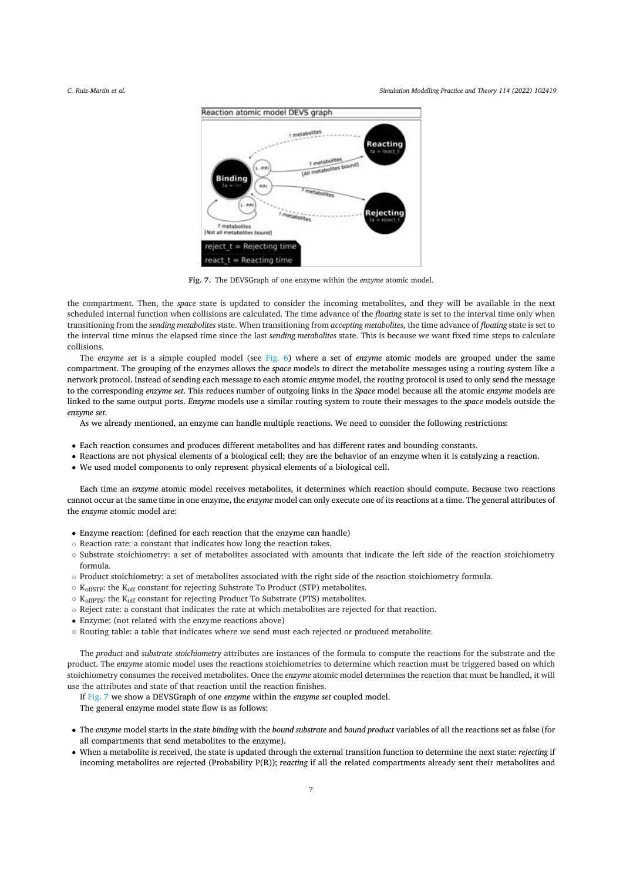**Fig. 7.** The DEVSGraph of one enzyme within the *enzyme* atomic model.

the compartment. Then, the *space* state is updated to consider the incoming metabolites, and they will be available in the next scheduled internal function when collisions are calculated. The time advance of the *floating* state is set to the interval time only when transitioning from the *sending metabolites* state. When transitioning from *accepting metabolites,* the time advance of *floating* state is set to the interval time minus the elapsed time since the last *sending metabolites* state. This is because we want fixed time steps to calculate collisions.

The *enzyme set* is a simple coupled model (see Fig. 6) where a set of *enzyme* atomic models are grouped under the same compartment. The grouping of the enzymes allows the *space* models to direct the metabolite messages using a routing system like a network protocol. Instead of sending each message to each atomic *enzyme* model, the routing protocol is used to only send the message to the corresponding *enzyme set*. This reduces number of outgoing links in the *Space* model because all the atomic *enzyme* models are linked to the same output ports. *Enzyme* models use a similar routing system to route their messages to the *space* models outside the *enzyme set*.

As we already mentioned, an enzyme can handle multiple reactions. We need to consider the following restrictions:

- Each reaction consumes and produces different metabolites and has different rates and bounding constants.
- Reactions are not physical elements of a biological cell; they are the behavior of an enzyme when it is catalyzing a reaction.
- We used model components to only represent physical elements of a biological cell.

Each time an *enzyme* atomic model receives metabolites, it determines which reaction should compute. Because two reactions cannot occur at the same time in one enzyme, the *enzyme* model can only execute one of its reactions at a time. The general attributes of the *enzyme* atomic model are:

- Enzyme reaction: (defined for each reaction that the enzyme can handle)
  - Reaction rate: a constant that indicates how long the reaction takes.
  - Substrate stoichiometry: a set of metabolites associated with amounts that indicate the left side of the reaction stoichiometry formula.
  - Product stoichiometry: a set of metabolites associated with the right side of the reaction stoichiometry formula.
  - $K_{offSTP}$: the $K_{off}$ constant for rejecting Substrate To Product (STP) metabolites.
  - $K_{offPTS}$: the $K_{off}$ constant for rejecting Product To Substrate (PTS) metabolites.
  - Reject rate: a constant that indicates the rate at which metabolites are rejected for that reaction.
- Enzyme: (not related with the enzyme reactions above)
  - Routing table: a table that indicates where we send must each rejected or produced metabolite.

The *product* and *substrate stoichiometry* attributes are instances of the formula to compute the reactions for the substrate and the product. The *enzyme* atomic model uses the reactions stoichiometries to determine which reaction must be triggered based on which stoichiometry consumes the received metabolites. Once the *enzyme* atomic model determines the reaction that must be handled, it will use the attributes and state of that reaction until the reaction finishes.

If Fig. 7 we show a DEVSGraph of one *enzyme* within the *enzyme set* coupled model.

The general enzyme model state flow is as follows:

- The *enzyme* model starts in the state *binding* with the *bound substrate* and *bound product* variables of all the reactions set as false (for all compartments that send metabolites to the enzyme).
- When a metabolite is received, the state is updated through the external transition function to determine the next state: *rejecting* if incoming metabolites are rejected (Probability P(R)); *reacting* if all the related compartments already sent their metabolites and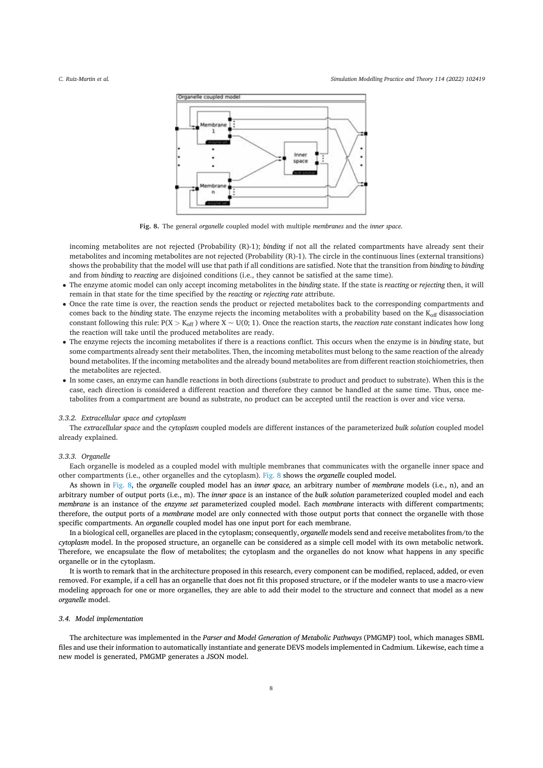Fig. 8. The general *organelle* coupled model with multiple *membranes* and the *inner space*.

incoming metabolites are not rejected (Probability (R)-1); *binding* if not all the related compartments have already sent their metabolites and incoming metabolites are not rejected (Probability (R)-1). The circle in the continuous lines (external transitions) shows the probability that the model will use that path if all conditions are satisfied. Note that the transition from *binding* to *binding* and from *binding* to *reacting* are disjoined conditions (i.e., they cannot be satisfied at the same time).

- The enzyme atomic model can only accept incoming metabolites in the *binding* state. If the state is *reacting* or *rejecting* then, it will remain in that state for the time specified by the *reacting* or *rejecting rate* attribute.
- Once the rate time is over, the reaction sends the product or rejected metabolites back to the corresponding compartments and comes back to the *binding* state. The enzyme rejects the incoming metabolites with a probability based on the $K_{off}$ disassociation constant following this rule: $P(X > K_{off})$ where $X \sim U(0; 1)$. Once the reaction starts, the *reaction rate* constant indicates how long the reaction will take until the produced metabolites are ready.
- The enzyme rejects the incoming metabolites if there is a reactions conflict. This occurs when the enzyme is in *binding* state, but some compartments already sent their metabolites. Then, the incoming metabolites must belong to the same reaction of the already bound metabolites. If the incoming metabolites and the already bound metabolites are from different reaction stoichiometries, then the metabolites are rejected.
- In some cases, an enzyme can handle reactions in both directions (substrate to product and product to substrate). When this is the case, each direction is considered a different reaction and therefore they cannot be handled at the same time. Thus, once metabolites from a compartment are bound as substrate, no product can be accepted until the reaction is over and vice versa.

### 3.3.2. Extracellular space and cytoplasm

The *extracellular space* and the *cytoplasm* coupled models are different instances of the parameterized *bulk solution* coupled model already explained.

### 3.3.3. Organelle

Each organelle is modeled as a coupled model with multiple membranes that communicates with the organelle inner space and other compartments (i.e., other organelles and the cytoplasm). Fig. 8 shows the *organelle* coupled model.

As shown in Fig. 8, the *organelle* coupled model has an *inner space,* an arbitrary number of *membrane* models (i.e., n), and an arbitrary number of output ports (i.e., m). The *inner space* is an instance of the *bulk solution* parameterized coupled model and each *membrane* is an instance of the *enzyme set* parameterized coupled model. Each *membrane* interacts with different compartments; therefore, the output ports of a *membrane* model are only connected with those output ports that connect the organelle with those specific compartments. An *organelle* coupled model has one input port for each membrane.

In a biological cell, organelles are placed in the cytoplasm; consequently, *organelle* models send and receive metabolites from/to the *cytoplasm* model. In the proposed structure, an organelle can be considered as a simple cell model with its own metabolic network. Therefore, we encapsulate the flow of metabolites; the cytoplasm and the organelles do not know what happens in any specific organelle or in the cytoplasm.

It is worth to remark that in the architecture proposed in this research, every component can be modified, replaced, added, or even removed. For example, if a cell has an organelle that does not fit this proposed structure, or if the modeler wants to use a macro-view modeling approach for one or more organelles, they are able to add their model to the structure and connect that model as a new *organelle* model.

## 3.4. Model implementation

The architecture was implemented in the *Parser and Model Generation of Metabolic Pathways* (PMGMP) tool, which manages SBML files and use their information to automatically instantiate and generate DEVS models implemented in Cadmium. Likewise, each time a new model is generated, PMGMP generates a JSON model.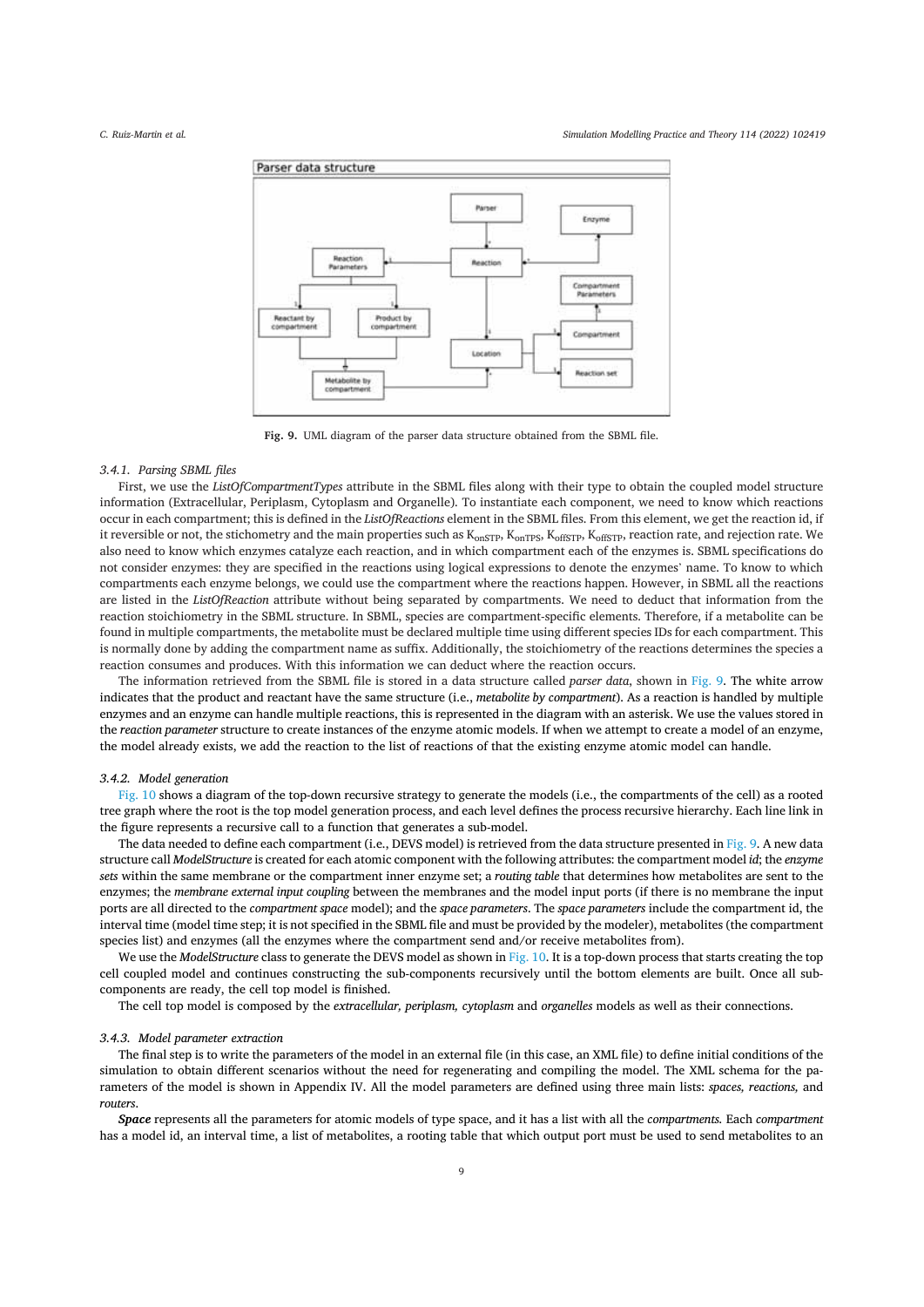Fig. 9. UML diagram of the parser data structure obtained from the SBML file.

### 3.4.1. Parsing SBML files

First, we use the *ListOfCompartmentTypes* attribute in the SBML files along with their type to obtain the coupled model structure information (Extracellular, Periplasm, Cytoplasm and Organelle). To instantiate each component, we need to know which reactions occur in each compartment; this is defined in the *ListOfReactions* element in the SBML files. From this element, we get the reaction id, if it reversible or not, the stichometry and the main properties such as $K_{onSTP}$, $K_{onTPS}$, $K_{offSTP}$, $K_{offSTP}$, reaction rate, and rejection rate. We also need to know which enzymes catalyze each reaction, and in which compartment each of the enzymes is. SBML specifications do not consider enzymes: they are specified in the reactions using logical expressions to denote the enzymes' name. To know to which compartments each enzyme belongs, we could use the compartment where the reactions happen. However, in SBML all the reactions are listed in the *ListOfReaction* attribute without being separated by compartments. We need to deduct that information from the reaction stoichiometry in the SBML structure. In SBML, species are compartment-specific elements. Therefore, if a metabolite can be found in multiple compartments, the metabolite must be declared multiple time using different species IDs for each compartment. This is normally done by adding the compartment name as suffix. Additionally, the stoichiometry of the reactions determines the species a reaction consumes and produces. With this information we can deduct where the reaction occurs.

The information retrieved from the SBML file is stored in a data structure called *parser data*, shown in Fig. 9. The white arrow indicates that the product and reactant have the same structure (i.e., *metabolite by compartment*). As a reaction is handled by multiple enzymes and an enzyme can handle multiple reactions, this is represented in the diagram with an asterisk. We use the values stored in the *reaction parameter* structure to create instances of the enzyme atomic models. If when we attempt to create a model of an enzyme, the model already exists, we add the reaction to the list of reactions of that the existing enzyme atomic model can handle.

### 3.4.2. Model generation

Fig. 10 shows a diagram of the top-down recursive strategy to generate the models (i.e., the compartments of the cell) as a rooted tree graph where the root is the top model generation process, and each level defines the process recursive hierarchy. Each line link in the figure represents a recursive call to a function that generates a sub-model.

The data needed to define each compartment (i.e., DEVS model) is retrieved from the data structure presented in Fig. 9. A new data structure call *ModelStructure* is created for each atomic component with the following attributes: the compartment model *id*; the *enzyme sets* within the same membrane or the compartment inner enzyme set; a *routing table* that determines how metabolites are sent to the enzymes; the *membrane external input coupling* between the membranes and the model input ports (if there is no membrane the input ports are all directed to the *compartment space* model); and the *space parameters*. The *space parameters* include the compartment id, the interval time (model time step; it is not specified in the SBML file and must be provided by the modeler), metabolites (the compartment species list) and enzymes (all the enzymes where the compartment send and/or receive metabolites from).

We use the *ModelStructure* class to generate the DEVS model as shown in Fig. 10. It is a top-down process that starts creating the top cell coupled model and continues constructing the sub-components recursively until the bottom elements are built. Once all sub-components are ready, the cell top model is finished.

The cell top model is composed by the *extracellular, periplasm, cytoplasm* and *organelles* models as well as their connections.

### 3.4.3. Model parameter extraction

The final step is to write the parameters of the model in an external file (in this case, an XML file) to define initial conditions of the simulation to obtain different scenarios without the need for regenerating and compiling the model. The XML schema for the parameters of the model is shown in Appendix IV. All the model parameters are defined using three main lists: *spaces, reactions,* and *routers*.

***Space*** represents all the parameters for atomic models of type space, and it has a list with all the *compartments*. Each *compartment* has a model id, an interval time, a list of metabolites, a rooting table that which output port must be used to send metabolites to an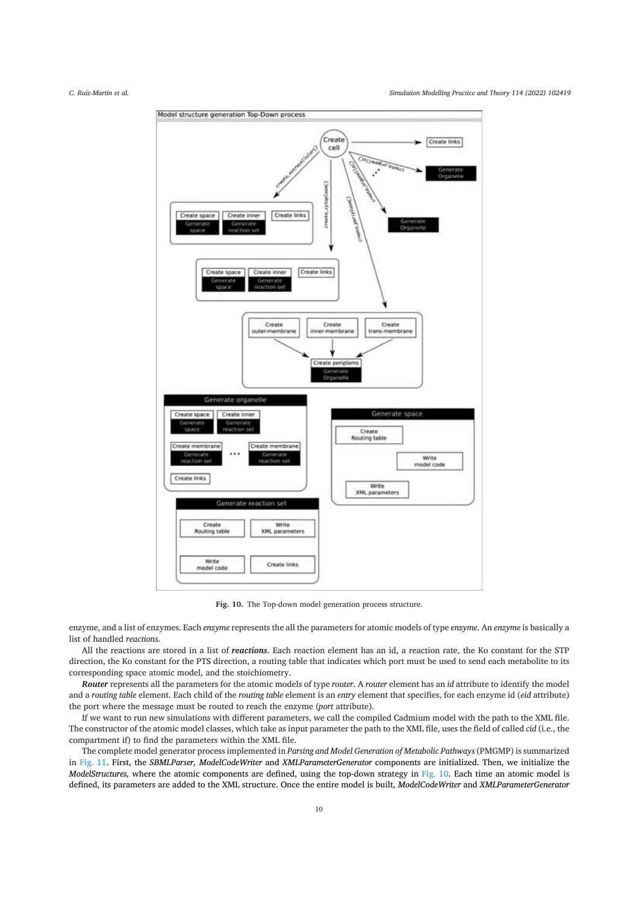Fig. 10. The Top-down model generation process structure.

enzyme, and a list of enzymes. Each *enzyme* represents the all the parameters for atomic models of type *enzyme*. An *enzyme* is basically a list of handled *reactions*.

All the reactions are stored in a list of ***reactions***. Each reaction element has an id, a reaction rate, the Ko constant for the STP direction, the Ko constant for the PTS direction, a routing table that indicates which port must be used to send each metabolite to its corresponding space atomic model, and the stoichiometry.

***Router*** represents all the parameters for the atomic models of type *router*. A *router* element has an *id* attribute to identify the model and a *routing table* element. Each child of the *routing table* element is an *entry* element that specifies, for each enzyme id (*eid* attribute) the port where the message must be routed to reach the enzyme (*port* attribute).

If we want to run new simulations with different parameters, we call the compiled Cadmium model with the path to the XML file. The constructor of the atomic model classes, which take as input parameter the path to the XML file, uses the field of called *cid* (i.e., the compartment if) to find the parameters within the XML file.

The complete model generator process implemented in *Parsing and Model Generation of Metabolic Pathways* (PMGMP) is summarized in Fig. 11. First, the ***SBMLParser, ModelCodeWriter*** and ***XMLParameterGenerator*** components are initialized. Then, we initialize the ***ModelStructures,*** where the atomic components are defined, using the top-down strategy in Fig. 10. Each time an atomic model is defined, its parameters are added to the XML structure. Once the entire model is built, *ModelCodeWriter* and *XMLParameterGenerator*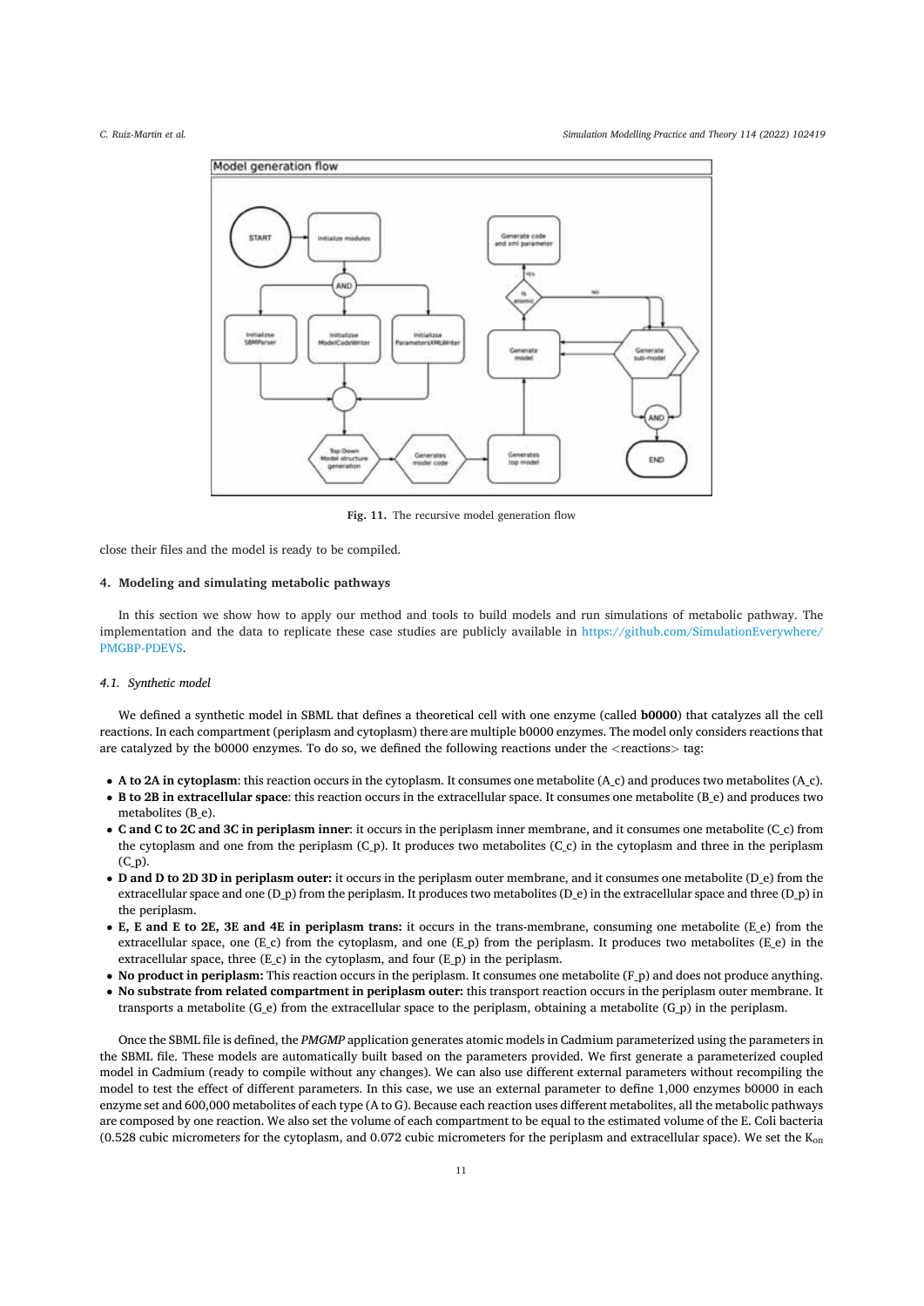Fig. 11. The recursive model generation flow

close their files and the model is ready to be compiled.

## 4. Modeling and simulating metabolic pathways

In this section we show how to apply our method and tools to build models and run simulations of metabolic pathway. The implementation and the data to replicate these case studies are publicly available in https://github.com/SimulationEverywhere/PMGBP-PDEVS.

### 4.1. Synthetic model

We defined a synthetic model in SBML that defines a theoretical cell with one enzyme (called **b0000**) that catalyzes all the cell reactions. In each compartment (periplasm and cytoplasm) there are multiple b0000 enzymes. The model only considers reactions that are catalyzed by the b0000 enzymes. To do so, we defined the following reactions under the <reactions> tag:

- **A to 2A in cytoplasm**: this reaction occurs in the cytoplasm. It consumes one metabolite (A_c) and produces two metabolites (A_c).
- **B to 2B in extracellular space**: this reaction occurs in the extracellular space. It consumes one metabolite (B_e) and produces two metabolites (B_e).
- **C and C to 2C and 3C in periplasm inner**: it occurs in the periplasm inner membrane, and it consumes one metabolite (C_c) from the cytoplasm and one from the periplasm (C_p). It produces two metabolites (C_c) in the cytoplasm and three in the periplasm (C_p).
- **D and D to 2D 3D in periplasm outer:** it occurs in the periplasm outer membrane, and it consumes one metabolite (D_e) from the extracellular space and one (D_p) from the periplasm. It produces two metabolites (D_e) in the extracellular space and three (D_p) in the periplasm.
- **E, E and E to 2E, 3E and 4E in periplasm trans:** it occurs in the trans-membrane, consuming one metabolite (E_e) from the extracellular space, one (E_c) from the cytoplasm, and one (E_p) from the periplasm. It produces two metabolites (E_e) in the extracellular space, three (E_c) in the cytoplasm, and four (E_p) in the periplasm.
- **No product in periplasm:** This reaction occurs in the periplasm. It consumes one metabolite (F_p) and does not produce anything.
- **No substrate from related compartment in periplasm outer:** this transport reaction occurs in the periplasm outer membrane. It transports a metabolite (G_e) from the extracellular space to the periplasm, obtaining a metabolite (G_p) in the periplasm.

Once the SBML file is defined, the *PMGMP* application generates atomic models in Cadmium parameterized using the parameters in the SBML file. These models are automatically built based on the parameters provided. We first generate a parameterized coupled model in Cadmium (ready to compile without any changes). We can also use different external parameters without recompiling the model to test the effect of different parameters. In this case, we use an external parameter to define 1,000 enzymes b0000 in each enzyme set and 600,000 metabolites of each type (A to G). Because each reaction uses different metabolites, all the metabolic pathways are composed by one reaction. We also set the volume of each compartment to be equal to the estimated volume of the E. Coli bacteria (0.528 cubic micrometers for the cytoplasm, and 0.072 cubic micrometers for the periplasm and extracellular space). We set the $K_{on}$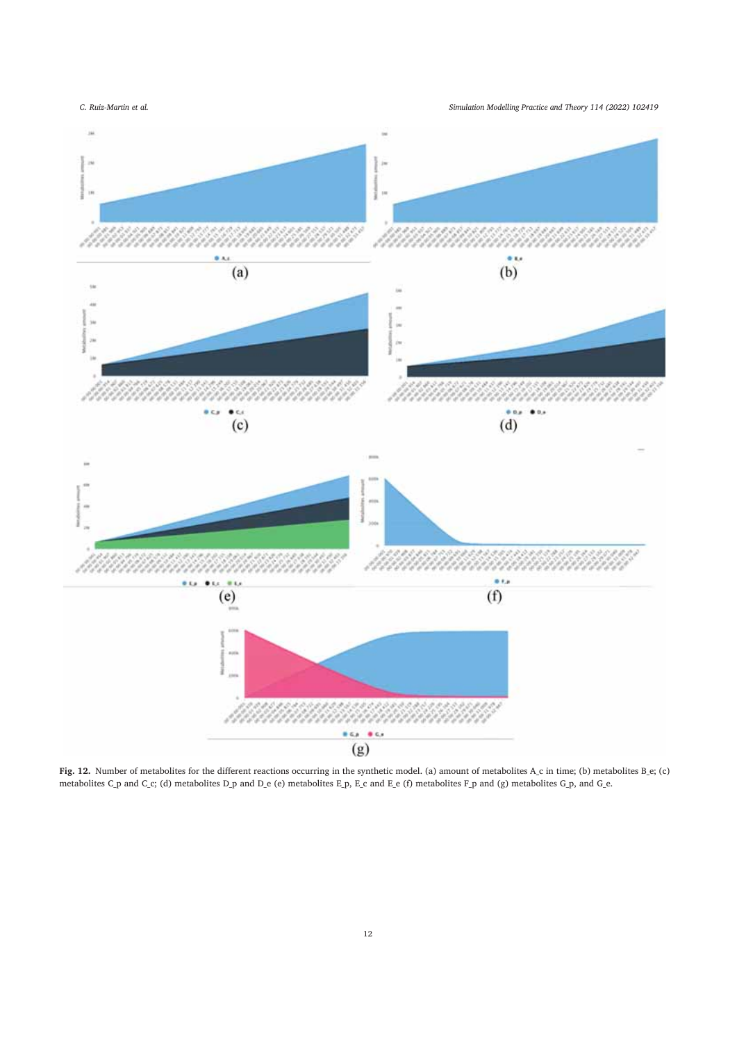**Fig. 12.** Number of metabolites for the different reactions occurring in the synthetic model. (a) amount of metabolites A_c in time; (b) metabolites B_e; (c) metabolites C_p and C_c; (d) metabolites D_p and D_e (e) metabolites E_p, E_c and E_e (f) metabolites F_p and (g) metabolites G_p, and G_e.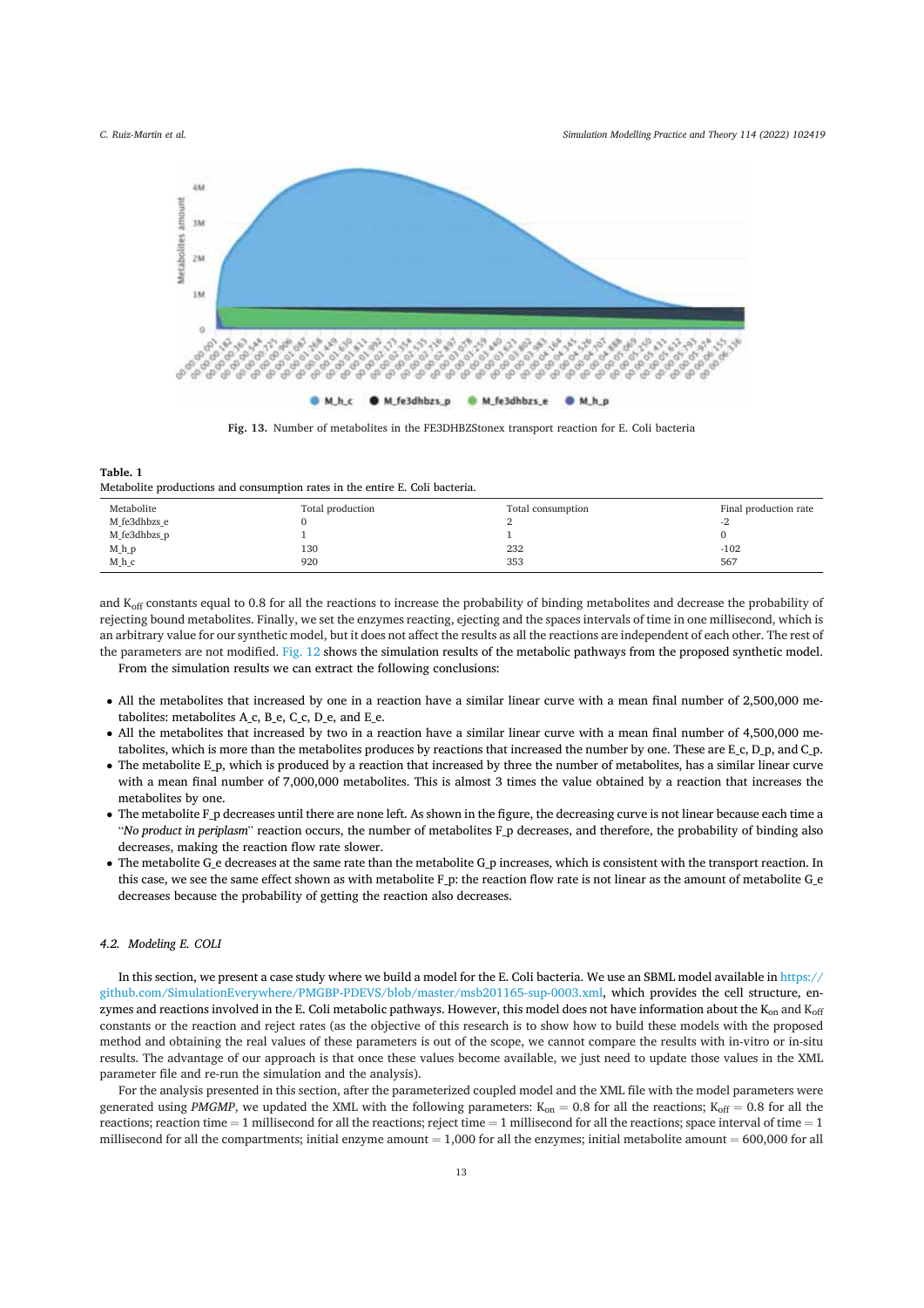Fig. 13. Number of metabolites in the FE3DHBZStonex transport reaction for E. Coli bacteria

**Table. 1**
Metabolite productions and consumption rates in the entire E. Coli bacteria.

| Metabolite | Total production | Total consumption | Final production rate |
|---|---|---|---|
| M_fe3dhbzs_e | 0 | 2 | -2 |
| M_fe3dhbzs_p | 1 | 1 | 0 |
| M_h_p | 130 | 232 | -102 |
| M_h_c | 920 | 353 | 567 |

and $K_{off}$ constants equal to 0.8 for all the reactions to increase the probability of binding metabolites and decrease the probability of rejecting bound metabolites. Finally, we set the enzymes reacting, ejecting and the spaces intervals of time in one millisecond, which is an arbitrary value for our synthetic model, but it does not affect the results as all the reactions are independent of each other. The rest of the parameters are not modified. Fig. 12 shows the simulation results of the metabolic pathways from the proposed synthetic model.

From the simulation results we can extract the following conclusions:

- All the metabolites that increased by one in a reaction have a similar linear curve with a mean final number of 2,500,000 metabolites: metabolites A_c, B_e, C_c, D_e, and E_e.
- All the metabolites that increased by two in a reaction have a similar linear curve with a mean final number of 4,500,000 metabolites, which is more than the metabolites produces by reactions that increased the number by one. These are E_c, D_p, and C_p.
- The metabolite E_p, which is produced by a reaction that increased by three the number of metabolites, has a similar linear curve with a mean final number of 7,000,000 metabolites. This is almost 3 times the value obtained by a reaction that increases the metabolites by one.
- The metabolite F_p decreases until there are none left. As shown in the figure, the decreasing curve is not linear because each time a "*No product in periplasm*" reaction occurs, the number of metabolites F_p decreases, and therefore, the probability of binding also decreases, making the reaction flow rate slower.
- The metabolite G_e decreases at the same rate than the metabolite G_p increases, which is consistent with the transport reaction. In this case, we see the same effect shown as with metabolite F_p: the reaction flow rate is not linear as the amount of metabolite G_e decreases because the probability of getting the reaction also decreases.

### 4.2. Modeling E. COLI

In this section, we present a case study where we build a model for the E. Coli bacteria. We use an SBML model available in https://github.com/SimulationEverywhere/PMGBP-PDEVS/blob/master/msb201165-sup-0003.xml, which provides the cell structure, enzymes and reactions involved in the E. Coli metabolic pathways. However, this model does not have information about the $K_{on}$ and $K_{off}$ constants or the reaction and reject rates (as the objective of this research is to show how to build these models with the proposed method and obtaining the real values of these parameters is out of the scope, we cannot compare the results with in-vitro or in-situ results. The advantage of our approach is that once these values become available, we just need to update those values in the XML parameter file and re-run the simulation and the analysis).

For the analysis presented in this section, after the parameterized coupled model and the XML file with the model parameters were generated using *PMGMP*, we updated the XML with the following parameters: $K_{on}$ = 0.8 for all the reactions; $K_{off}$ = 0.8 for all the reactions; reaction time = 1 millisecond for all the reactions; reject time = 1 millisecond for all the reactions; space interval of time = 1 millisecond for all the compartments; initial enzyme amount = 1,000 for all the enzymes; initial metabolite amount = 600,000 for all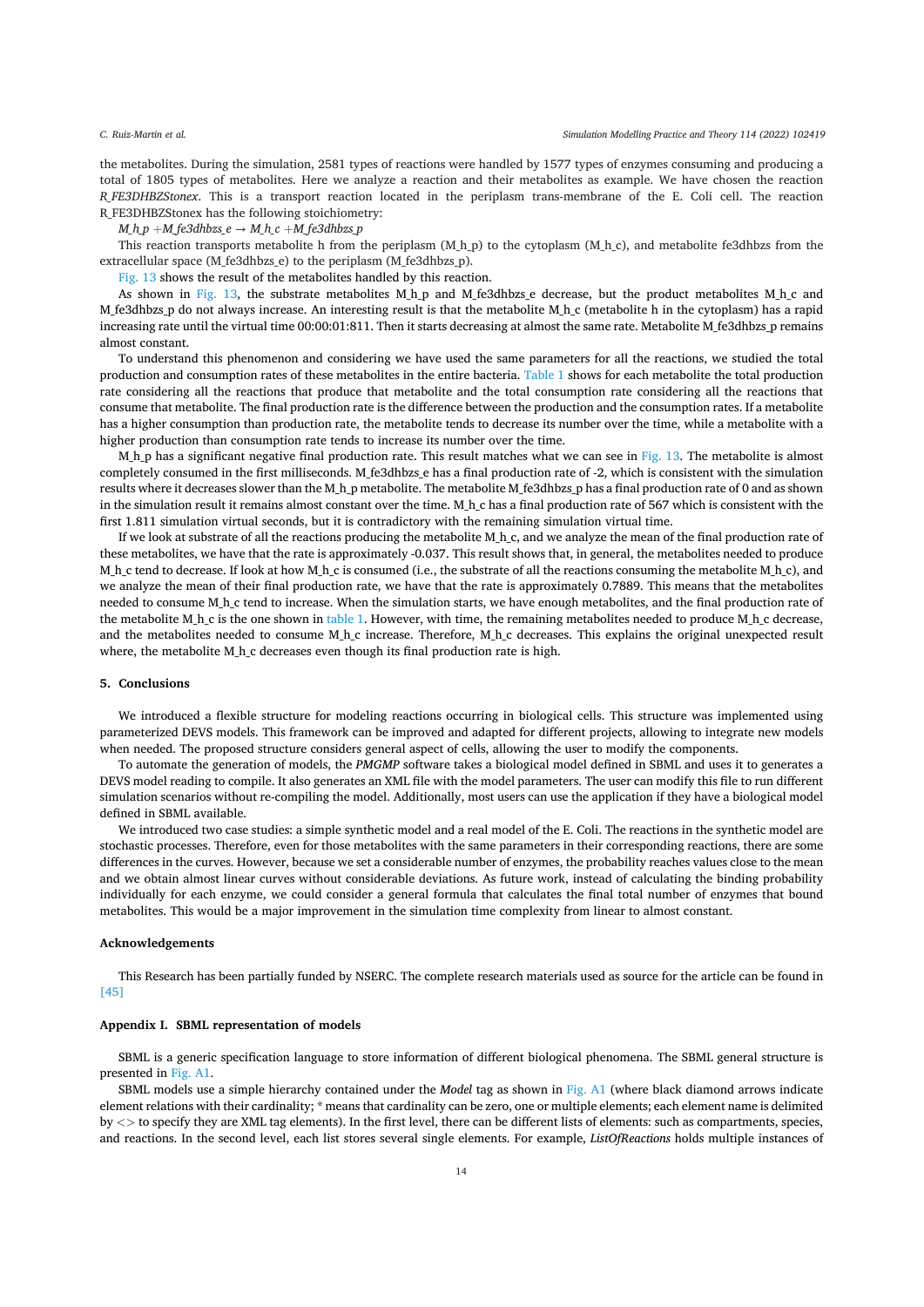the metabolites. During the simulation, 2581 types of reactions were handled by 1577 types of enzymes consuming and producing a total of 1805 types of metabolites. Here we analyze a reaction and their metabolites as example. We have chosen the reaction *R_FE3DHBZStonex*. This is a transport reaction located in the periplasm trans-membrane of the E. Coli cell. The reaction R_FE3DHBZStonex has the following stoichiometry:

*M_h_p* +*M_fe3dhbzs_e* → *M_h_c* +*M_fe3dhbzs_p*

This reaction transports metabolite h from the periplasm (M_h_p) to the cytoplasm (M_h_c), and metabolite fe3dhbzs from the extracellular space (M_fe3dhbzs_e) to the periplasm (M_fe3dhbzs_p).

Fig. 13 shows the result of the metabolites handled by this reaction.

As shown in Fig. 13, the substrate metabolites M_h_p and M_fe3dhbzs_e decrease, but the product metabolites M_h_c and M_fe3dhbzs_p do not always increase. An interesting result is that the metabolite M_h_c (metabolite h in the cytoplasm) has a rapid increasing rate until the virtual time 00:00:01:811. Then it starts decreasing at almost the same rate. Metabolite M_fe3dhbzs_p remains almost constant.

To understand this phenomenon and considering we have used the same parameters for all the reactions, we studied the total production and consumption rates of these metabolites in the entire bacteria. Table 1 shows for each metabolite the total production rate considering all the reactions that produce that metabolite and the total consumption rate considering all the reactions that consume that metabolite. The final production rate is the difference between the production and the consumption rates. If a metabolite has a higher consumption than production rate, the metabolite tends to decrease its number over the time, while a metabolite with a higher production than consumption rate tends to increase its number over the time.

M_h_p has a significant negative final production rate. This result matches what we can see in Fig. 13. The metabolite is almost completely consumed in the first milliseconds. M_fe3dhbzs_e has a final production rate of -2, which is consistent with the simulation results where it decreases slower than the M_h_p metabolite. The metabolite M_fe3dhbzs_p has a final production rate of 0 and as shown in the simulation result it remains almost constant over the time. M_h_c has a final production rate of 567 which is consistent with the first 1.811 simulation virtual seconds, but it is contradictory with the remaining simulation virtual time.

If we look at substrate of all the reactions producing the metabolite M_h_c, and we analyze the mean of the final production rate of these metabolites, we have that the rate is approximately -0.037. This result shows that, in general, the metabolites needed to produce M_h_c tend to decrease. If look at how M_h_c is consumed (i.e., the substrate of all the reactions consuming the metabolite M_h_c), and we analyze the mean of their final production rate, we have that the rate is approximately 0.7889. This means that the metabolites needed to consume M_h_c tend to increase. When the simulation starts, we have enough metabolites, and the final production rate of the metabolite M_h_c is the one shown in table 1. However, with time, the remaining metabolites needed to produce M_h_c decrease, and the metabolites needed to consume M_h_c increase. Therefore, M_h_c decreases. This explains the original unexpected result where, the metabolite M_h_c decreases even though its final production rate is high.

## 5. Conclusions

We introduced a flexible structure for modeling reactions occurring in biological cells. This structure was implemented using parameterized DEVS models. This framework can be improved and adapted for different projects, allowing to integrate new models when needed. The proposed structure considers general aspect of cells, allowing the user to modify the components.

To automate the generation of models, the *PMGMP* software takes a biological model defined in SBML and uses it to generates a DEVS model reading to compile. It also generates an XML file with the model parameters. The user can modify this file to run different simulation scenarios without re-compiling the model. Additionally, most users can use the application if they have a biological model defined in SBML available.

We introduced two case studies: a simple synthetic model and a real model of the E. Coli. The reactions in the synthetic model are stochastic processes. Therefore, even for those metabolites with the same parameters in their corresponding reactions, there are some differences in the curves. However, because we set a considerable number of enzymes, the probability reaches values close to the mean and we obtain almost linear curves without considerable deviations. As future work, instead of calculating the binding probability individually for each enzyme, we could consider a general formula that calculates the final total number of enzymes that bound metabolites. This would be a major improvement in the simulation time complexity from linear to almost constant.

## Acknowledgements

This Research has been partially funded by NSERC. The complete research materials used as source for the article can be found in [45]

## Appendix I. SBML representation of models

SBML is a generic specification language to store information of different biological phenomena. The SBML general structure is presented in Fig. A1.

SBML models use a simple hierarchy contained under the *Model* tag as shown in Fig. A1 (where black diamond arrows indicate element relations with their cardinality; * means that cardinality can be zero, one or multiple elements; each element name is delimited by <> to specify they are XML tag elements). In the first level, there can be different lists of elements: such as compartments, species, and reactions. In the second level, each list stores several single elements. For example, *ListOfReactions* holds multiple instances of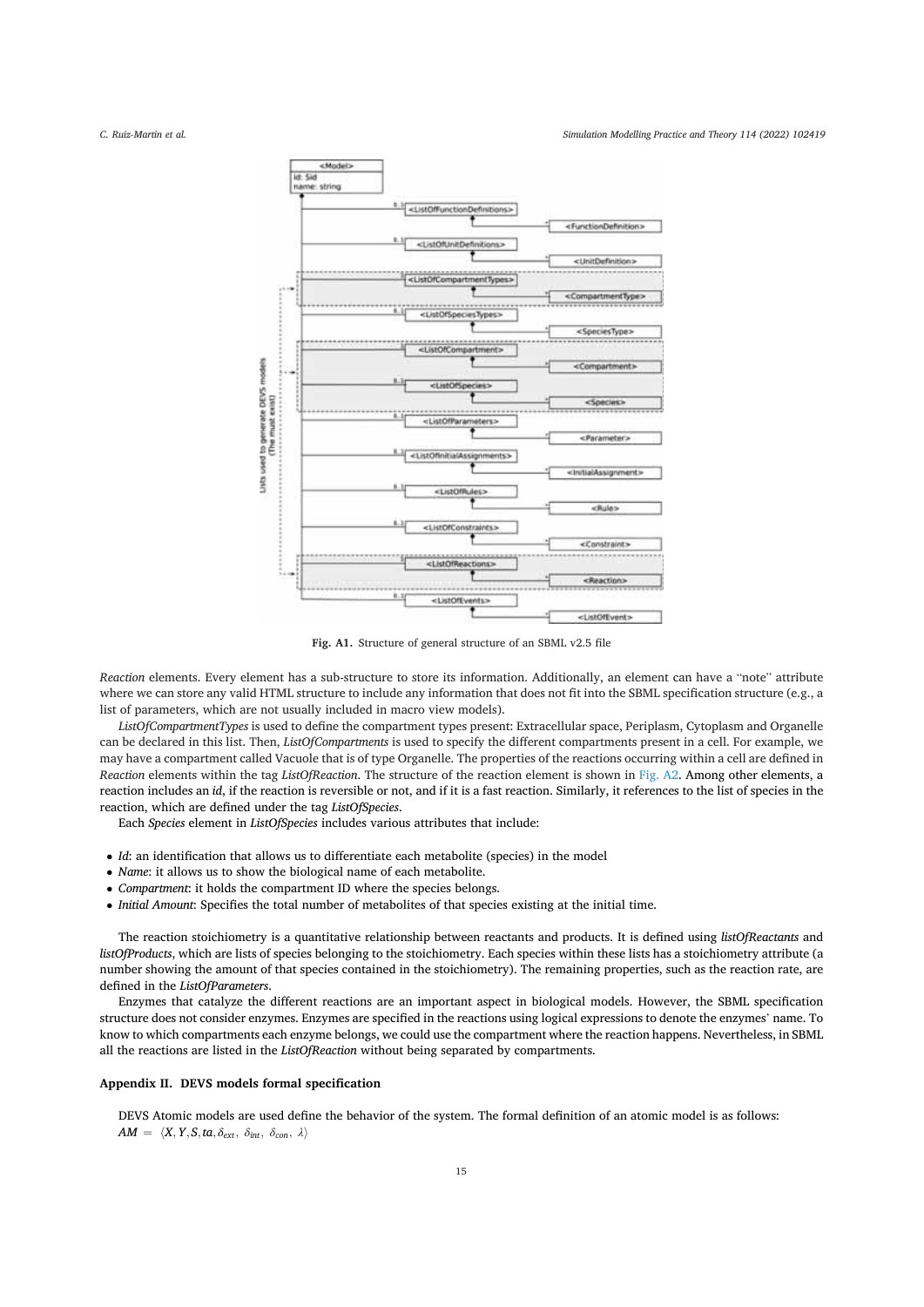Fig. A1. Structure of general structure of an SBML v2.5 file

*Reaction* elements. Every element has a sub-structure to store its information. Additionally, an element can have a "note" attribute where we can store any valid HTML structure to include any information that does not fit into the SBML specification structure (e.g., a list of parameters, which are not usually included in macro view models).

*ListOfCompartmentTypes* is used to define the compartment types present: Extracellular space, Periplasm, Cytoplasm and Organelle can be declared in this list. Then, *ListOfCompartments* is used to specify the different compartments present in a cell. For example, we may have a compartment called Vacuole that is of type Organelle. The properties of the reactions occurring within a cell are defined in *Reaction* elements within the tag *ListOfReaction*. The structure of the reaction element is shown in Fig. A2. Among other elements, a reaction includes an *id*, if the reaction is reversible or not, and if it is a fast reaction. Similarly, it references to the list of species in the reaction, which are defined under the tag *ListOfSpecies*.

Each *Species* element in *ListOfSpecies* includes various attributes that include:

- *Id*: an identification that allows us to differentiate each metabolite (species) in the model
- *Name*: it allows us to show the biological name of each metabolite.
- *Compartment*: it holds the compartment ID where the species belongs.
- *Initial Amount*: Specifies the total number of metabolites of that species existing at the initial time.

The reaction stoichiometry is a quantitative relationship between reactants and products. It is defined using *listOfReactants* and *listOfProducts*, which are lists of species belonging to the stoichiometry. Each species within these lists has a stoichiometry attribute (a number showing the amount of that species contained in the stoichiometry). The remaining properties, such as the reaction rate, are defined in the *ListOfParameters*.

Enzymes that catalyze the different reactions are an important aspect in biological models. However, the SBML specification structure does not consider enzymes. Enzymes are specified in the reactions using logical expressions to denote the enzymes' name. To know to which compartments each enzyme belongs, we could use the compartment where the reaction happens. Nevertheless, in SBML all the reactions are listed in the *ListOfReaction* without being separated by compartments.

## Appendix II. DEVS models formal specification

DEVS Atomic models are used define the behavior of the system. The formal definition of an atomic model is as follows:

$AM = \langle X, Y, S, ta, \delta_{ext}, \ \delta_{int}, \ \delta_{con}, \ \lambda \rangle$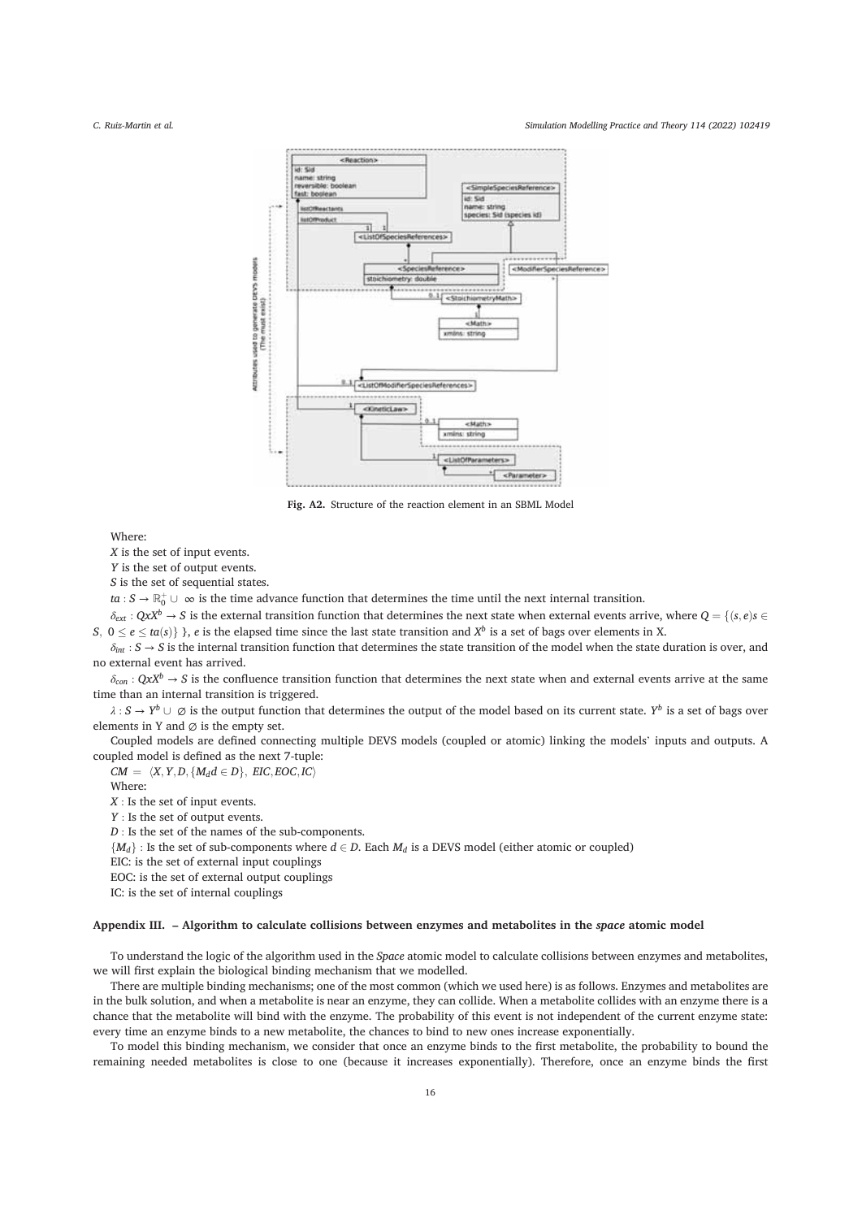**Fig. A2.** Structure of the reaction element in an SBML Model

Where:

$X$ is the set of input events.

$Y$ is the set of output events.

$S$ is the set of sequential states.

$ta : S \rightarrow \mathbb{R}_0^+ \cup \infty$ is the time advance function that determines the time until the next internal transition.

$\delta_{ext} : QxX^b \rightarrow S$ is the external transition function that determines the next state when external events arrive, where $Q = \{(s, e)s \in S, \ 0 \leq e \leq ta(s)\} \}$, $e$ is the elapsed time since the last state transition and $X^b$ is a set of bags over elements in X.

$\delta_{int} : S \rightarrow S$ is the internal transition function that determines the state transition of the model when the state duration is over, and no external event has arrived.

$\delta_{con} : QxX^b \rightarrow S$ is the confluence transition function that determines the next state when and external events arrive at the same time than an internal transition is triggered.

$\lambda : S \rightarrow Y^b \cup \varnothing$ is the output function that determines the output of the model based on its current state. $Y^b$ is a set of bags over elements in Y and $\varnothing$ is the empty set.

Coupled models are defined connecting multiple DEVS models (coupled or atomic) linking the models' inputs and outputs. A coupled model is defined as the next 7-tuple:

$CM = \langle X, Y, D, \{M_d d \in D\}, \ EIC, EOC, IC \rangle$

Where:

$X$ : Is the set of input events.

$Y$ : Is the set of output events.

$D$ : Is the set of the names of the sub-components.

$\{M_d\}$ : Is the set of sub-components where $d \in D$. Each $M_d$ is a DEVS model (either atomic or coupled)

EIC: is the set of external input couplings

EOC: is the set of external output couplings

IC: is the set of internal couplings

## Appendix III. – Algorithm to calculate collisions between enzymes and metabolites in the *space* atomic model

To understand the logic of the algorithm used in the *Space* atomic model to calculate collisions between enzymes and metabolites, we will first explain the biological binding mechanism that we modelled.

There are multiple binding mechanisms; one of the most common (which we used here) is as follows. Enzymes and metabolites are in the bulk solution, and when a metabolite is near an enzyme, they can collide. When a metabolite collides with an enzyme there is a chance that the metabolite will bind with the enzyme. The probability of this event is not independent of the current enzyme state: every time an enzyme binds to a new metabolite, the chances to bind to new ones increase exponentially.

To model this binding mechanism, we consider that once an enzyme binds to the first metabolite, the probability to bound the remaining needed metabolites is close to one (because it increases exponentially). Therefore, once an enzyme binds the first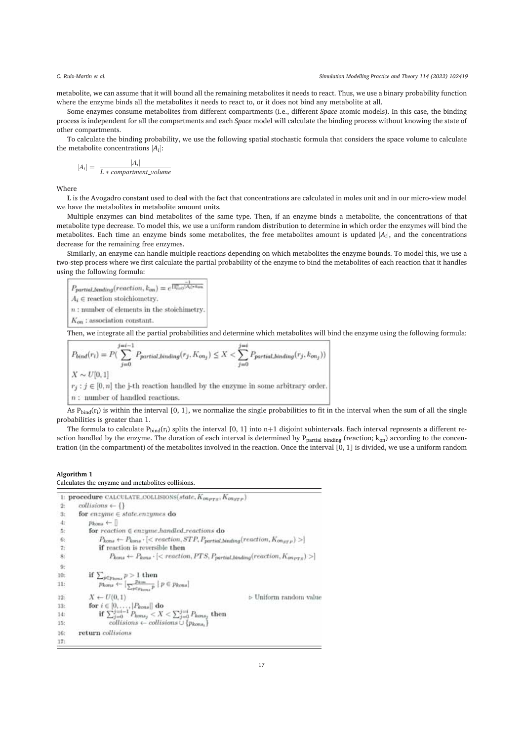metabolite, we can assume that it will bound all the remaining metabolites it needs to react. Thus, we use a binary probability function where the enzyme binds all the metabolites it needs to react to, or it does not bind any metabolite at all.

Some enzymes consume metabolites from different compartments (i.e., different *Space* atomic models). In this case, the binding process is independent for all the compartments and each *Space* model will calculate the binding process without knowing the state of other compartments.

To calculate the binding probability, we use the following spatial stochastic formula that considers the space volume to calculate the metabolite concentrations $[A_i]$:

$$[A_i] = \frac{|A_i|}{L * compartment\_volume}$$

Where

**L** is the Avogadro constant used to deal with the fact that concentrations are calculated in moles unit and in our micro-view model we have the metabolites in metabolite amount units.

Multiple enzymes can bind metabolites of the same type. Then, if an enzyme binds a metabolite, the concentrations of that metabolite type decrease. To model this, we use a uniform random distribution to determine in which order the enzymes will bind the metabolites. Each time an enzyme binds some metabolites, the free metabolites amount is updated $|A_i|$, and the concentrations decrease for the remaining free enzymes.

Similarly, an enzyme can handle multiple reactions depending on which metabolites the enzyme bounds. To model this, we use a two-step process where we first calculate the partial probability of the enzyme to bind the metabolites of each reaction that it handles using the following formula:

$$P_{partial\_binding}(reaction, k_{on}) = e^{\frac{-1}{\prod_{i=0}^{n}[A_i] * k_{on}}}$$

$A_i \in$ reaction stoichiometry.
$n$ : number of elements in the stoichimetry.
$K_{on}$ : association constant.

Then, we integrate all the partial probabilities and determine which metabolites will bind the enzyme using the following formula:

$$P_{bind}(r_i) = P\left(\sum_{j=0}^{j=i-1} P_{partial\_binding}(r_j, K_{on_j}) \leq X < \sum_{j=0}^{j=i} P_{partial\_binding}(r_j, k_{on_j})\right)$$

$X \sim U[0,1]$
$r_j : j \in [0, n]$ the j-th reaction handled by the enzyme in some arbitrary order.
$n$ : number of handled reactions.

As $P_{bind}(r_i)$ is within the interval [0, 1], we normalize the single probabilities to fit in the interval when the sum of all the single probabilities is greater than 1.

The formula to calculate $P_{bind}(r_i)$ splits the interval [0, 1] into n+1 disjoint subintervals. Each interval represents a different reaction handled by the enzyme. The duration of each interval is determined by $P_{partial\ binding}$ (reaction; $k_{on}$) according to the concentration (in the compartment) of the metabolites involved in the reaction. Once the interval [0, 1] is divided, we use a uniform random

**Algorithm 1**
Calculates the enyzme and metabolites collisions.

```
1:  procedure CALCULATE_COLLISIONS(state, K_on_PTS, K_on_STP)
2:      collisions ← {}
3:      for enzyme ∈ state.enzymes do
4:          p_kons ← []
5:          for reaction ∈ enzyme.handled_reactions do
6:              P_kons ← P_kons · [< reaction, STP, P_partial_binding(reaction, K_on_STP) >]
7:              if reaction is reversible then
8:                  P_kons ← P_kons · [< reaction, PTS, P_partial_binding(reaction, K_on_PTS) >]
9:
10:         if Σ_{p∈P_kons} p > 1 then
11:             p_kons ← [ P_kon / Σ_{p∈P_kons} p | p ∈ p_kons ]
12:         X ← U(0,1)                                      ▷ Uniform random value
13:         for i ∈ [0, ..., |P_kons|] do
14:             if Σ_{j=0}^{j=i-1} P_kons_j < X < Σ_{j=0}^{j=i} P_kons_j then
15:                 collisions ← collisions ∪ {p_kons_i}
16:     return collisions
17:
```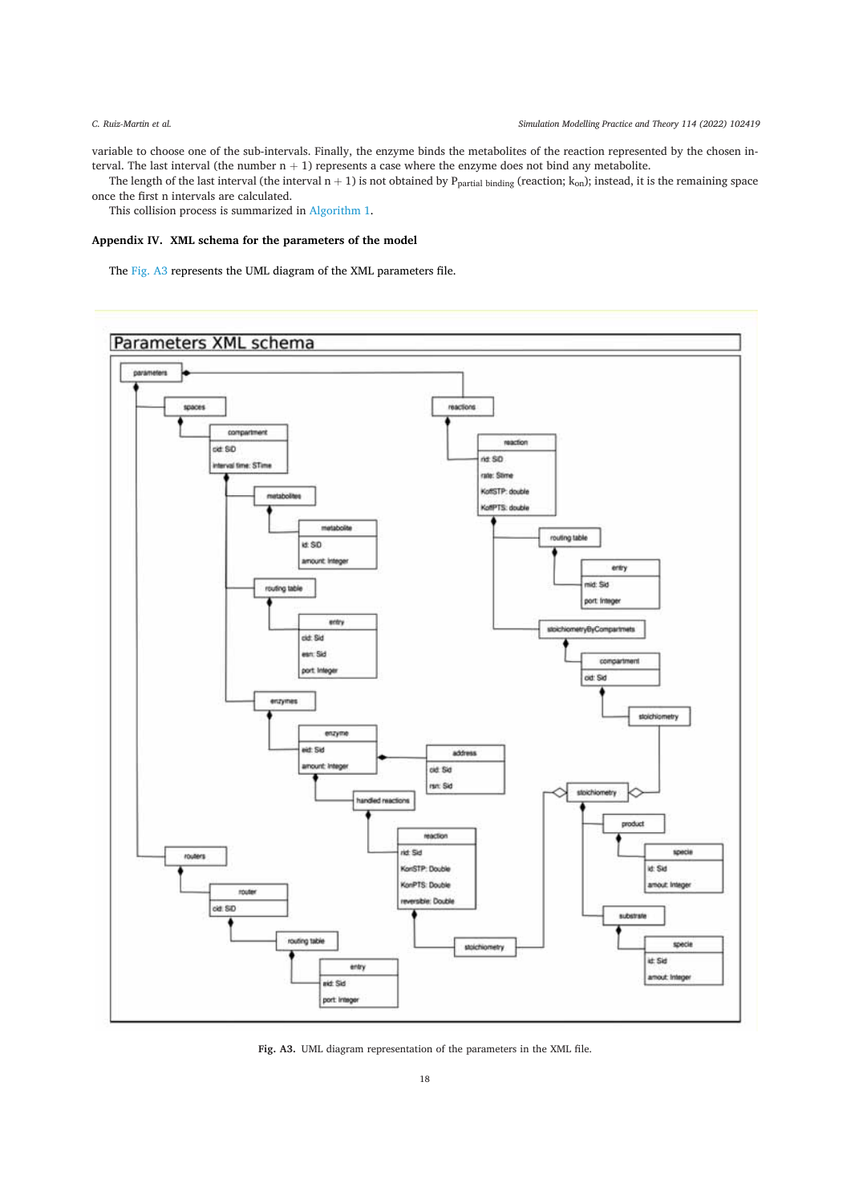variable to choose one of the sub-intervals. Finally, the enzyme binds the metabolites of the reaction represented by the chosen interval. The last interval (the number n + 1) represents a case where the enzyme does not bind any metabolite.

The length of the last interval (the interval n + 1) is not obtained by $P_{partial\ binding}$ (reaction; $k_{on}$); instead, it is the remaining space once the first n intervals are calculated.

This collision process is summarized in Algorithm 1.

## Appendix IV. XML schema for the parameters of the model

The Fig. A3 represents the UML diagram of the XML parameters file.

Fig. A3. UML diagram representation of the parameters in the XML file.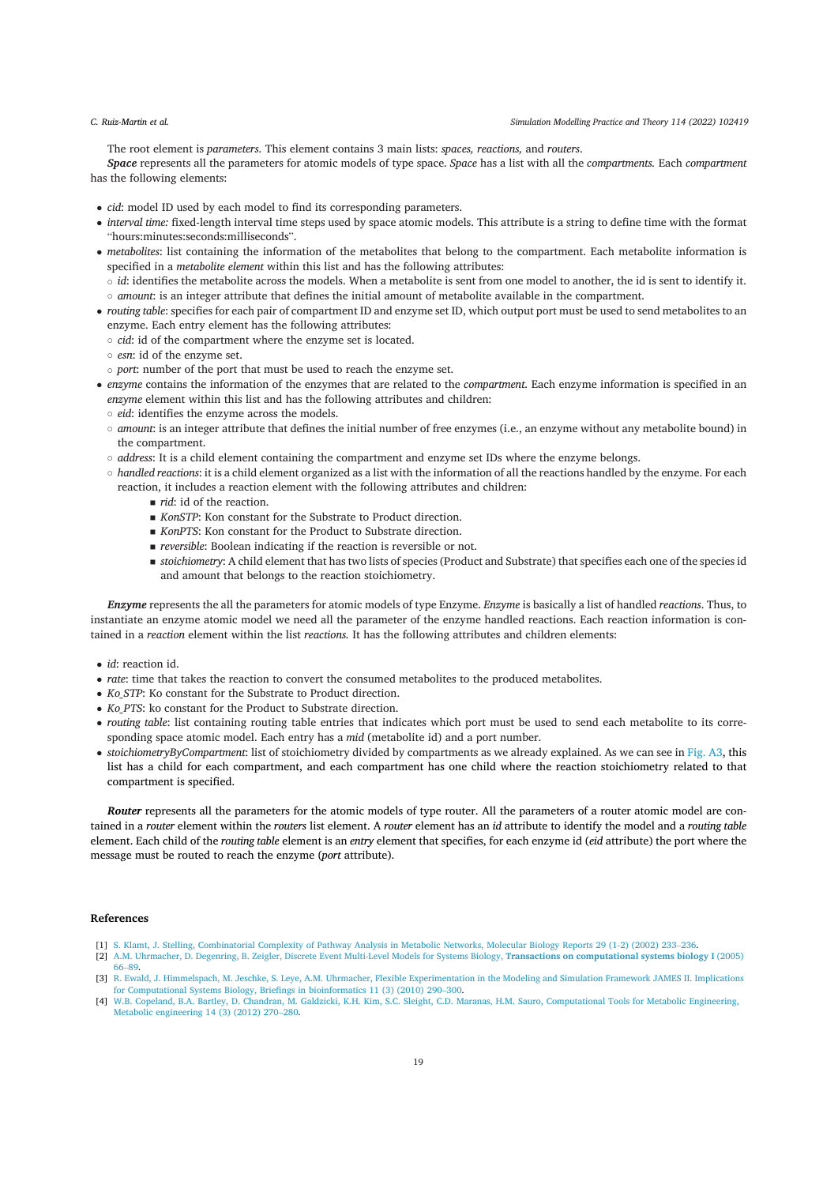The root element is *parameters*. This element contains 3 main lists: *spaces, reactions,* and *routers*.

***Space*** represents all the parameters for atomic models of type space. *Space* has a list with all the *compartments*. Each *compartment* has the following elements:

- *cid*: model ID used by each model to find its corresponding parameters.
- *interval time:* fixed-length interval time steps used by space atomic models. This attribute is a string to define time with the format "hours:minutes:seconds:milliseconds".
- *metabolites*: list containing the information of the metabolites that belong to the compartment. Each metabolite information is specified in a *metabolite element* within this list and has the following attributes:
  - *id*: identifies the metabolite across the models. When a metabolite is sent from one model to another, the id is sent to identify it.
  - *amount*: is an integer attribute that defines the initial amount of metabolite available in the compartment.
- *routing table*: specifies for each pair of compartment ID and enzyme set ID, which output port must be used to send metabolites to an enzyme. Each entry element has the following attributes:
  - *cid*: id of the compartment where the enzyme set is located.
  - *esn*: id of the enzyme set.
  - *port*: number of the port that must be used to reach the enzyme set.
- *enzyme* contains the information of the enzymes that are related to the *compartment*. Each enzyme information is specified in an *enzyme* element within this list and has the following attributes and children:
  - *eid*: identifies the enzyme across the models.
  - *amount*: is an integer attribute that defines the initial number of free enzymes (i.e., an enzyme without any metabolite bound) in the compartment.
  - *address*: It is a child element containing the compartment and enzyme set IDs where the enzyme belongs.
  - *handled reactions*: it is a child element organized as a list with the information of all the reactions handled by the enzyme. For each reaction, it includes a reaction element with the following attributes and children:
    - *rid*: id of the reaction.
    - *KonSTP*: Kon constant for the Substrate to Product direction.
    - *KonPTS*: Kon constant for the Product to Substrate direction.
    - *reversible*: Boolean indicating if the reaction is reversible or not.
    - *stoichiometry*: A child element that has two lists of species (Product and Substrate) that specifies each one of the species id and amount that belongs to the reaction stoichiometry.

***Enzyme*** represents the all the parameters for atomic models of type Enzyme. *Enzyme* is basically a list of handled *reactions*. Thus, to instantiate an enzyme atomic model we need all the parameter of the enzyme handled reactions. Each reaction information is contained in a *reaction* element within the list *reactions*. It has the following attributes and children elements:

- *id*: reaction id.
- *rate*: time that takes the reaction to convert the consumed metabolites to the produced metabolites.
- *Ko_STP*: Ko constant for the Substrate to Product direction.
- *Ko_PTS*: ko constant for the Product to Substrate direction.
- *routing table*: list containing routing table entries that indicates which port must be used to send each metabolite to its corresponding space atomic model. Each entry has a *mid* (metabolite id) and a port number.
- *stoichiometryByCompartment*: list of stoichiometry divided by compartments as we already explained. As we can see in Fig. A3, this list has a child for each compartment, and each compartment has one child where the reaction stoichiometry related to that compartment is specified.

***Router*** represents all the parameters for the atomic models of type router. All the parameters of a router atomic model are contained in a *router* element within the *routers* list element. A *router* element has an *id* attribute to identify the model and a *routing table* element. Each child of the *routing table* element is an *entry* element that specifies, for each enzyme id (*eid* attribute) the port where the message must be routed to reach the enzyme (*port* attribute).

## References

[1] S. Klamt, J. Stelling, Combinatorial Complexity of Pathway Analysis in Metabolic Networks, Molecular Biology Reports 29 (1-2) (2002) 233–236.

[2] A.M. Uhrmacher, D. Degenring, B. Zeigler, Discrete Event Multi-Level Models for Systems Biology, **Transactions on computational systems biology I** (2005) 66–89.

[3] R. Ewald, J. Himmelspach, M. Jeschke, S. Leye, A.M. Uhrmacher, Flexible Experimentation in the Modeling and Simulation Framework JAMES II. Implications for Computational Systems Biology, Briefings in bioinformatics 11 (3) (2010) 290–300.

[4] W.B. Copeland, B.A. Bartley, D. Chandran, M. Galdzicki, K.H. Kim, S.C. Sleight, C.D. Maranas, H.M. Sauro, Computational Tools for Metabolic Engineering, Metabolic engineering 14 (3) (2012) 270–280.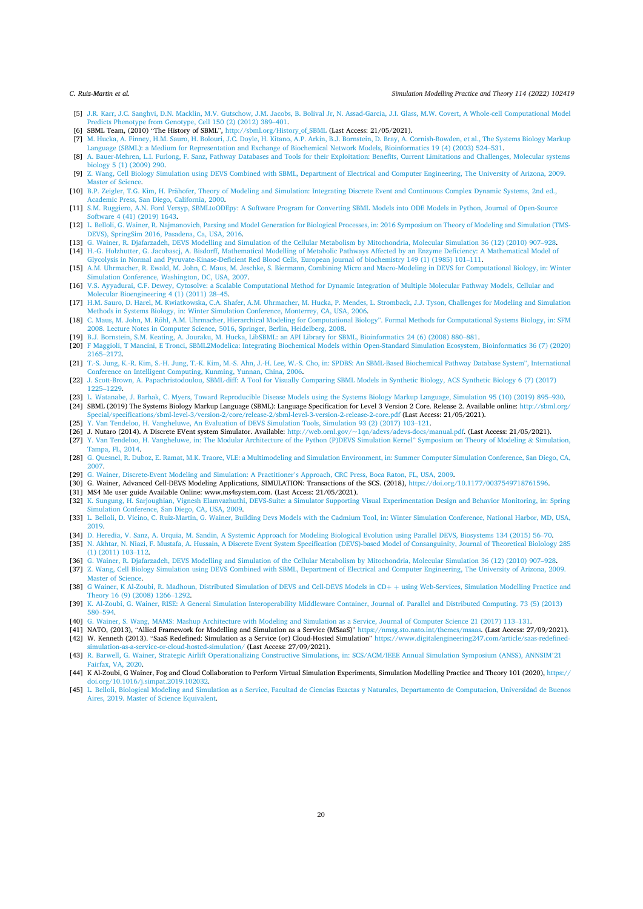[5] J.R. Karr, J.C. Sanghvi, D.N. Macklin, M.V. Gutschow, J.M. Jacobs, B. Bolival Jr, N. Assad-Garcia, J.I. Glass, M.W. Covert, A Whole-cell Computational Model Predicts Phenotype from Genotype, Cell 150 (2) (2012) 389–401.

[6] SBML Team, (2010) "The History of SBML", http://sbml.org/History_of_SBML (Last Access: 21/05/2021).

[7] M. Hucka, A. Finney, H.M. Sauro, H. Bolouri, J.C. Doyle, H. Kitano, A.P. Arkin, B.J. Bornstein, D. Bray, A. Cornish-Bowden, et al., The Systems Biology Markup Language (SBML): a Medium for Representation and Exchange of Biochemical Network Models, Bioinformatics 19 (4) (2003) 524–531.

[8] A. Bauer-Mehren, L.I. Furlong, F. Sanz, Pathway Databases and Tools for their Exploitation: Benefits, Current Limitations and Challenges, Molecular systems biology 5 (1) (2009) 290.

[9] Z. Wang, Cell Biology Simulation using DEVS Combined with SBML, Department of Electrical and Computer Engineering, The University of Arizona, 2009. Master of Science.

[10] B.P. Zeigler, T.G. Kim, H. Prähofer, Theory of Modeling and Simulation: Integrating Discrete Event and Continuous Complex Dynamic Systems, 2nd ed., Academic Press, San Diego, California, 2000.

[11] S.M. Ruggiero, A.N. Ford Versyp, SBMLtoODEpy: A Software Program for Converting SBML Models into ODE Models in Python, Journal of Open-Source Software 4 (41) (2019) 1643.

[12] L. Belloli, G. Wainer, R. Najmanovich, Parsing and Model Generation for Biological Processes, in: 2016 Symposium on Theory of Modeling and Simulation (TMS-DEVS), SpringSim 2016, Pasadena, Ca, USA, 2016.

[13] G. Wainer, R. Djafarzadeh, DEVS Modelling and Simulation of the Cellular Metabolism by Mitochondria, Molecular Simulation 36 (12) (2010) 907–928.

[14] H.-G. Holzhutter, G. Jacobascj, A. Bisdorff, Mathematical Modelling of Metabolic Pathways Affected by an Enzyme Deficiency: A Mathematical Model of Glycolysis in Normal and Pyruvate-Kinase-Deficient Red Blood Cells, European journal of biochemistry 149 (1) (1985) 101–111.

[15] A.M. Uhrmacher, R. Ewald, M. John, C. Maus, M. Jeschke, S. Biermann, Combining Micro and Macro-Modeling in DEVS for Computational Biology, in: Winter Simulation Conference, Washington, DC, USA, 2007.

[16] V.S. Ayyadurai, C.F. Dewey, Cytosolve: a Scalable Computational Method for Dynamic Integration of Multiple Molecular Pathway Models, Cellular and Molecular Bioengineering 4 (1) (2011) 28–45.

[17] H.M. Sauro, D. Harel, M. Kwiatkowska, C.A. Shafer, A.M. Uhrmacher, M. Hucka, P. Mendes, L. Stromback, J.J. Tyson, Challenges for Modeling and Simulation Methods in Systems Biology, in: Winter Simulation Conference, Monterrey, CA, USA, 2006.

[18] C. Maus, M. John, M. Röhl, A.M. Uhrmacher, Hierarchical Modeling for Computational Biology". Formal Methods for Computational Systems Biology, in: SFM 2008. Lecture Notes in Computer Science, 5016, Springer, Berlin, Heidelberg, 2008.

[19] B.J. Bornstein, S.M. Keating, A. Jouraku, M. Hucka, LibSBML: an API Library for SBML, Bioinformatics 24 (6) (2008) 880–881.

[20] F Maggioli, T Mancini, E Tronci, SBML2Modelica: Integrating Biochemical Models within Open-Standard Simulation Ecosystem, Bioinformatics 36 (7) (2020) 2165–2172.

[21] T.-S. Jung, K.-R. Kim, S.-H. Jung, T.-K. Kim, M.-S. Ahn, J.-H. Lee, W.-S. Cho, in: SPDBS: An SBML-Based Biochemical Pathway Database System", International Conference on Intelligent Computing, Kunming, Yunnan, China, 2006.

[22] J. Scott-Brown, A. Papachristodoulou, SBML-diff: A Tool for Visually Comparing SBML Models in Synthetic Biology, ACS Synthetic Biology 6 (7) (2017) 1225–1229.

[23] L. Watanabe, J. Barhak, C. Myers, Toward Reproducible Disease Models using the Systems Biology Markup Language, Simulation 95 (10) (2019) 895–930.

[24] SBML (2019) The Systems Biology Markup Language (SBML): Language Specification for Level 3 Version 2 Core. Release 2. Available online: http://sbml.org/Special/specifications/sbml-level-3/version-2/core/release-2/sbml-level-3-version-2-release-2-core.pdf (Last Access: 21/05/2021).

[25] Y. Van Tendeloo, H. Vangheluwe, An Evaluation of DEVS Simulation Tools, Simulation 93 (2) (2017) 103–121.

[26] J. Nutaro (2014). A Discrete EVent system Simulator. Available: http://web.ornl.gov/~1qn/adevs/adevs-docs/manual.pdf. (Last Access: 21/05/2021).

[27] Y. Van Tendeloo, H. Vangheluwe, in: The Modular Architecture of the Python (P)DEVS Simulation Kernel" Symposium on Theory of Modeling & Simulation, Tampa, FL, 2014.

[28] G. Quesnel, R. Duboz, E. Ramat, M.K. Traore, VLE: a Multimodeling and Simulation Environment, in: Summer Computer Simulation Conference, San Diego, CA, 2007.

[29] G. Wainer, Discrete-Event Modeling and Simulation: A Practitioner's Approach, CRC Press, Boca Raton, FL, USA, 2009.

[30] G. Wainer, Advanced Cell-DEVS Modeling Applications, SIMULATION: Transactions of the SCS. (2018), https://doi.org/10.1177/0037549718761596.

[31] MS4 Me user guide Available Online: www.ms4system.com. (Last Access: 21/05/2021).

[32] K. Sungung, H. Sarjoughian, Vignesh Elamvazhuthi, DEVS-Suite: a Simulator Supporting Visual Experimentation Design and Behavior Monitoring, in: Spring Simulation Conference, San Diego, CA, USA, 2009.

[33] L. Belloli, D. Vicino, C. Ruiz-Martin, G. Wainer, Building Devs Models with the Cadmium Tool, in: Winter Simulation Conference, National Harbor, MD, USA, 2019.

[34] D. Heredia, V. Sanz, A. Urquia, M. Sandin, A Systemic Approach for Modeling Biological Evolution using Parallel DEVS, Biosystems 134 (2015) 56–70.

[35] N. Akhtar, N. Niazi, F. Mustafa, A. Hussain, A Discrete Event System Specification (DEVS)-based Model of Consanguinity, Journal of Theoretical Biology 285 (1) (2011) 103–112.

[36] G. Wainer, R. Djafarzadeh, DEVS Modelling and Simulation of the Cellular Metabolism by Mitochondria, Molecular Simulation 36 (12) (2010) 907–928.

[37] Z. Wang, Cell Biology Simulation using DEVS Combined with SBML, Department of Electrical and Computer Engineering, The University of Arizona, 2009. Master of Science.

[38] G Wainer, K Al-Zoubi, R. Madhoun, Distributed Simulation of DEVS and Cell-DEVS Models in CD+ + using Web-Services, Simulation Modelling Practice and Theory 16 (9) (2008) 1266–1292.

[39] K. Al-Zoubi, G. Wainer, RISE: A General Simulation Interoperability Middleware Container, Journal of. Parallel and Distributed Computing. 73 (5) (2013) 580–594.

[40] G. Wainer, S. Wang, MAMS: Mashup Architecture with Modeling and Simulation as a Service, Journal of Computer Science 21 (2017) 113–131.

[41] NATO, (2013), "Allied Framework for Modelling and Simulation as a Service (MSaaS)" https://nmsg.sto.nato.int/themes/msaas. (Last Access: 27/09/2021).

[42] W. Kenneth (2013). "SaaS Redefined: Simulation as a Service (or) Cloud-Hosted Simulation" https://www.digitalengineering247.com/article/saas-redefined-simulation-as-a-service-or-cloud-hosted-simulation/ (Last Access: 27/09/2021).

[43] R. Barwell, G. Wainer, Strategic Airlift Operationalizing Constructive Simulations, in: SCS/ACM/IEEE Annual Simulation Symposium (ANSS), ANNSIM'21 Fairfax, VA, 2020.

[44] K Al-Zoubi, G Wainer, Fog and Cloud Collaboration to Perform Virtual Simulation Experiments, Simulation Modelling Practice and Theory 101 (2020), https://doi.org/10.1016/j.simpat.2019.102032.

[45] L. Belloli, Biological Modeling and Simulation as a Service, Facultad de Ciencias Exactas y Naturales, Departamento de Computacion, Universidad de Buenos Aires, 2019. Master of Science Equivalent.